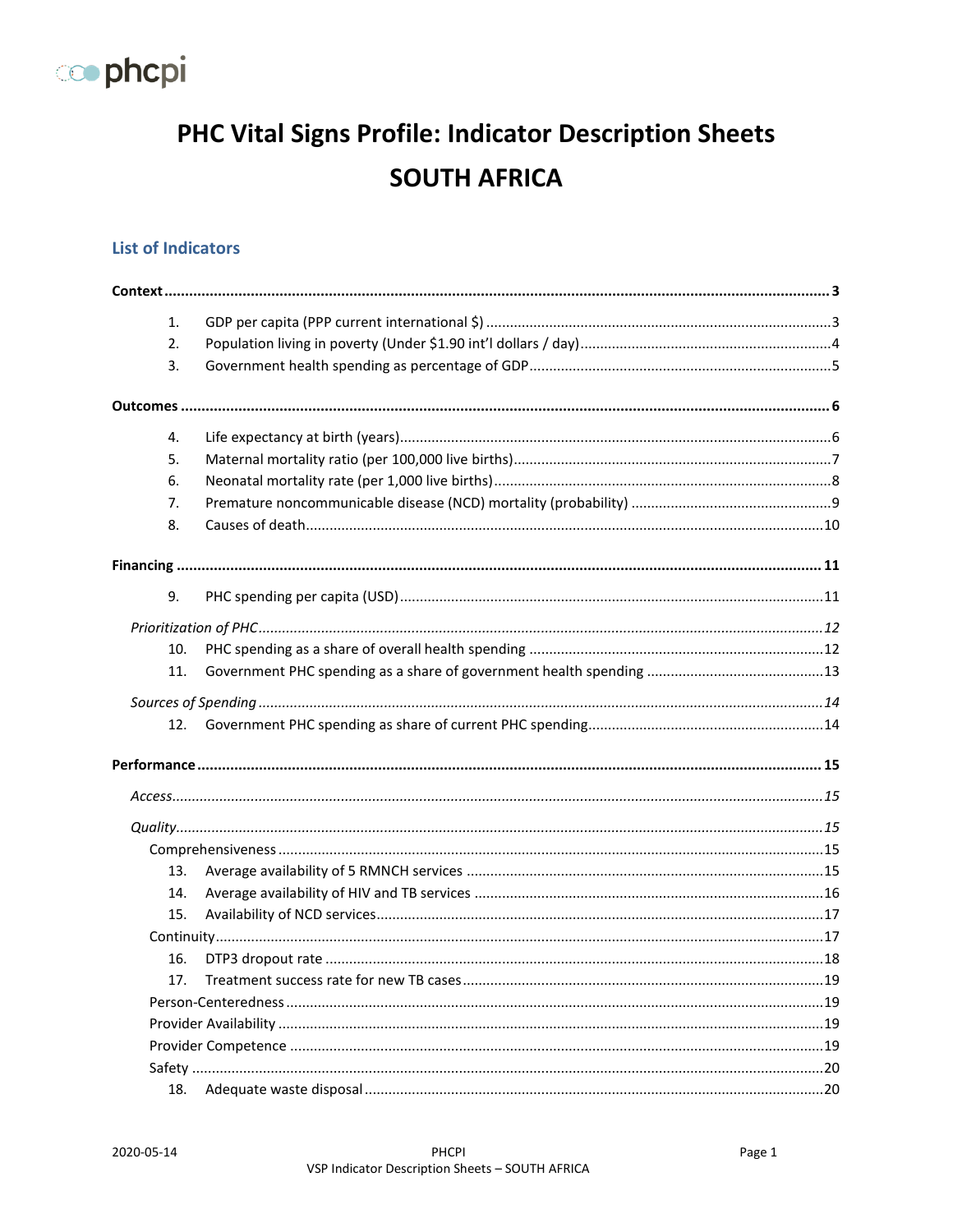phcpi

# PHC Vital Signs Profile: Indicator Description Sheets

# SOUTH AFRICA

## List of Indicators

**Context** ..... 3

1. GDP per capita (PPP current international $) ..... 3
2. Population living in poverty (Under $1.90 int'l dollars / day) ..... 4
3. Government health spending as percentage of GDP ..... 5

**Outcomes** ..... 6

4. Life expectancy at birth (years) ..... 6
5. Maternal mortality ratio (per 100,000 live births) ..... 7
6. Neonatal mortality rate (per 1,000 live births) ..... 8
7. Premature noncommunicable disease (NCD) mortality (probability) ..... 9
8. Causes of death ..... 10

**Financing** ..... 11

9. PHC spending per capita (USD) ..... 11

*Prioritization of PHC* ..... 12

10. PHC spending as a share of overall health spending ..... 12
11. Government PHC spending as a share of government health spending ..... 13

*Sources of Spending* ..... 14

12. Government PHC spending as share of current PHC spending ..... 14

**Performance** ..... 15

*Access* ..... 15

*Quality* ..... 15

Comprehensiveness ..... 15

13. Average availability of 5 RMNCH services ..... 15
14. Average availability of HIV and TB services ..... 16
15. Availability of NCD services ..... 17

Continuity ..... 17

16. DTP3 dropout rate ..... 18
17. Treatment success rate for new TB cases ..... 19

Person-Centeredness ..... 19

Provider Availability ..... 19

Provider Competence ..... 19

Safety ..... 20

18. Adequate waste disposal ..... 20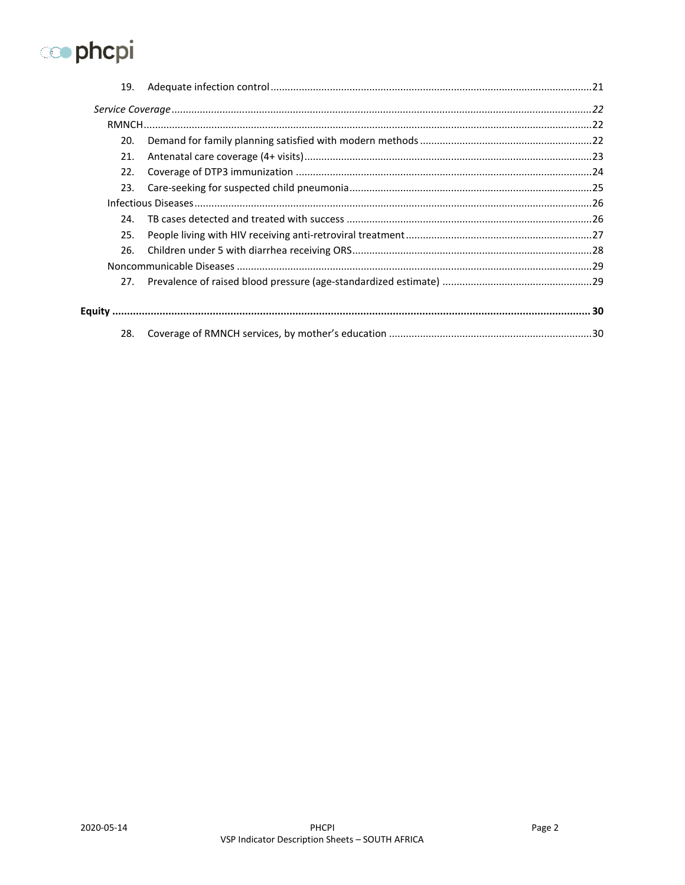19. Adequate infection control ........................................................................................................21

*Service Coverage* ....................................................................................................................................*22*

RMNCH...................................................................................................................................................22

20. Demand for family planning satisfied with modern methods ..........................................................22
21. Antenatal care coverage (4+ visits).....................................................................................................23
22. Coverage of DTP3 immunization .......................................................................................................24
23. Care-seeking for suspected child pneumonia....................................................................................25

Infectious Diseases..................................................................................................................................26

24. TB cases detected and treated with success ......................................................................................26
25. People living with HIV receiving anti-retroviral treatment..................................................................27
26. Children under 5 with diarrhea receiving ORS....................................................................................28

Noncommunicable Diseases ...................................................................................................................29

27. Prevalence of raised blood pressure (age-standardized estimate) ...................................................29

**Equity ......................................................................................................................................................... 30**

28. Coverage of RMNCH services, by mother's education ......................................................................30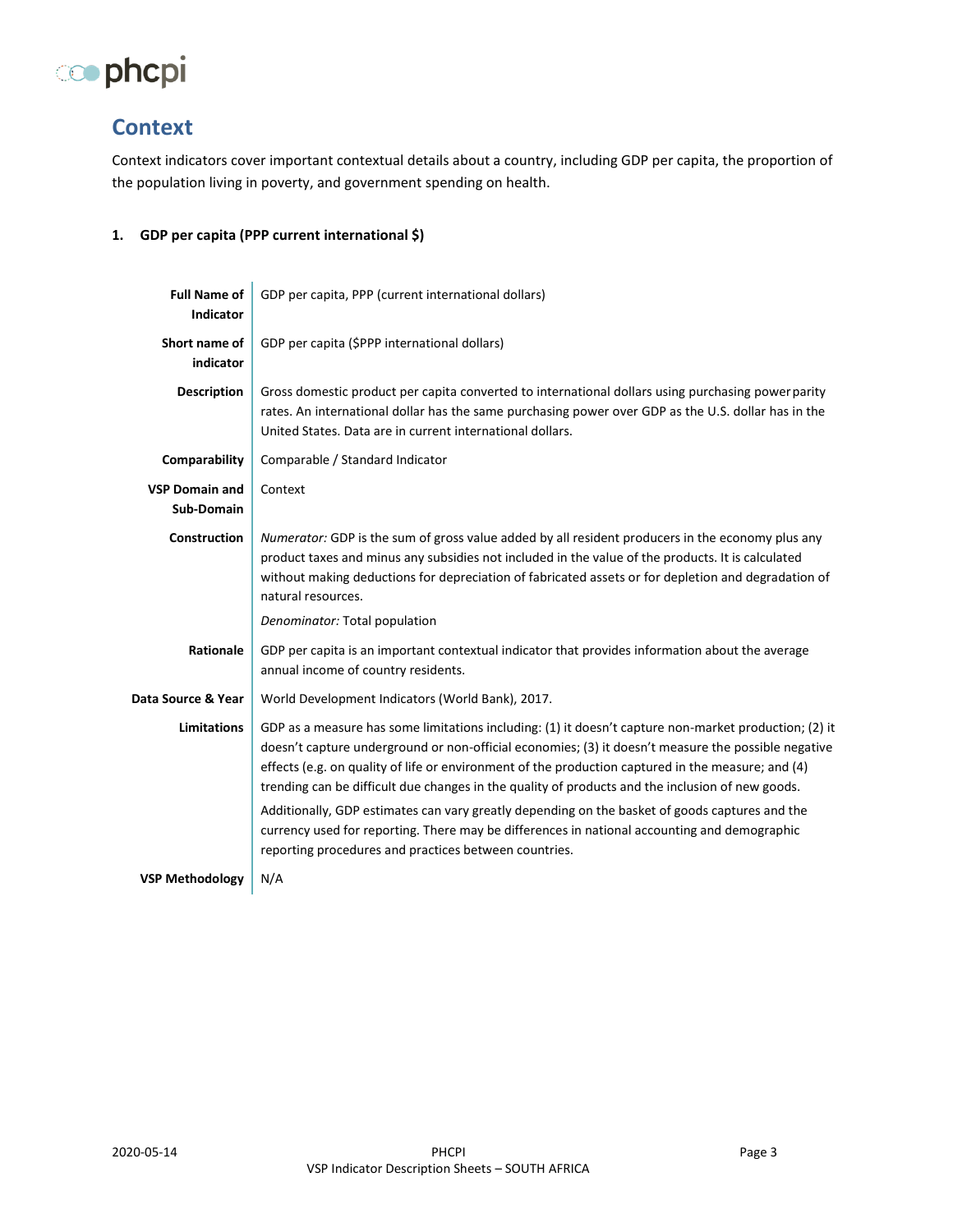## Context

Context indicators cover important contextual details about a country, including GDP per capita, the proportion of the population living in poverty, and government spending on health.

### 1. GDP per capita (PPP current international $)

| | |
|---|---|
| **Full Name of Indicator** | GDP per capita, PPP (current international dollars) |
| **Short name of indicator** | GDP per capita ($PPP international dollars) |
| **Description** | Gross domestic product per capita converted to international dollars using purchasing power parity rates. An international dollar has the same purchasing power over GDP as the U.S. dollar has in the United States. Data are in current international dollars. |
| **Comparability** | Comparable / Standard Indicator |
| **VSP Domain and Sub-Domain** | Context |
| **Construction** | *Numerator:* GDP is the sum of gross value added by all resident producers in the economy plus any product taxes and minus any subsidies not included in the value of the products. It is calculated without making deductions for depreciation of fabricated assets or for depletion and degradation of natural resources.<br><br>*Denominator:* Total population |
| **Rationale** | GDP per capita is an important contextual indicator that provides information about the average annual income of country residents. |
| **Data Source & Year** | World Development Indicators (World Bank), 2017. |
| **Limitations** | GDP as a measure has some limitations including: (1) it doesn't capture non-market production; (2) it doesn't capture underground or non-official economies; (3) it doesn't measure the possible negative effects (e.g. on quality of life or environment of the production captured in the measure; and (4) trending can be difficult due changes in the quality of products and the inclusion of new goods.<br><br>Additionally, GDP estimates can vary greatly depending on the basket of goods captures and the currency used for reporting. There may be differences in national accounting and demographic reporting procedures and practices between countries. |
| **VSP Methodology** | N/A |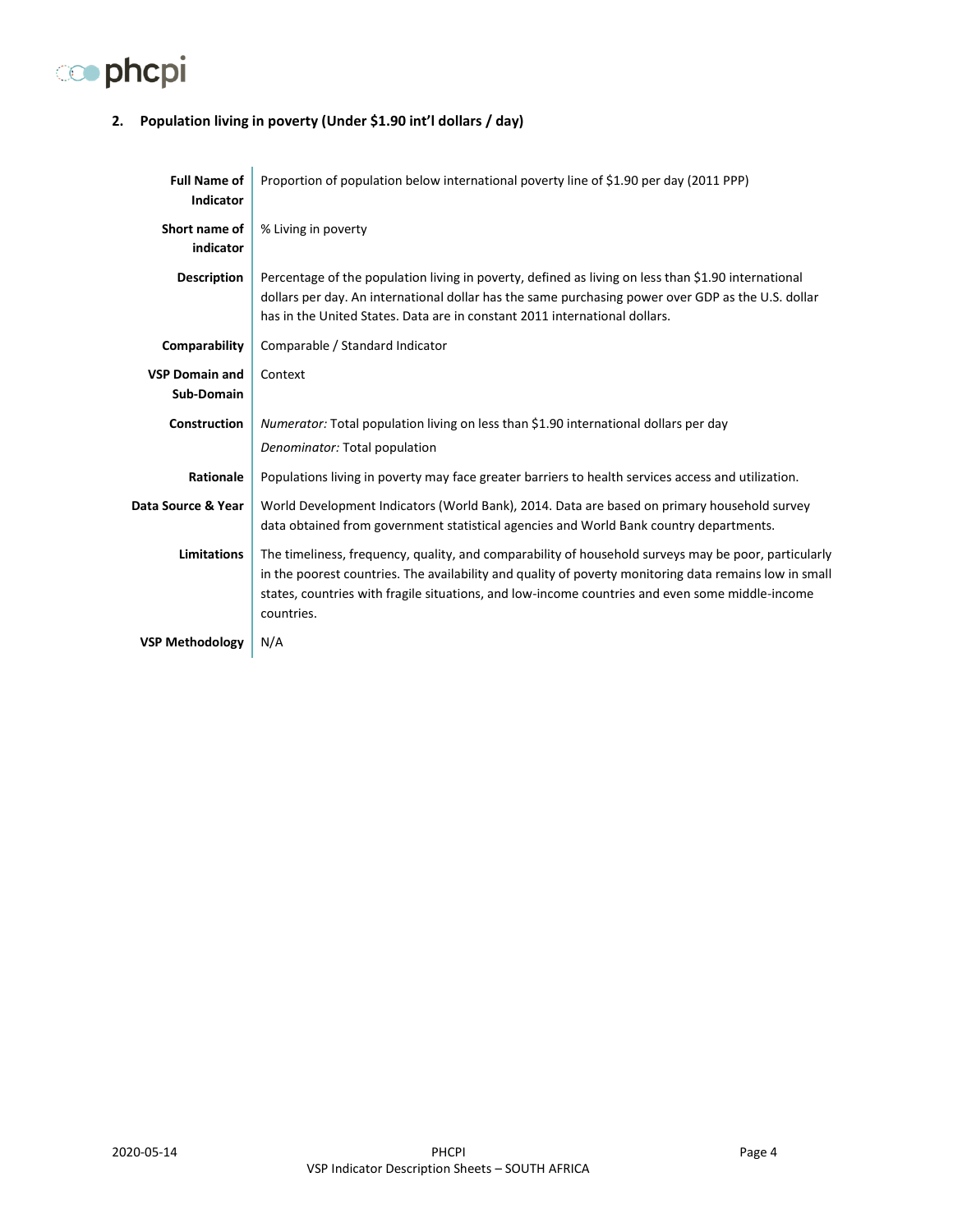## 2. Population living in poverty (Under $1.90 int'l dollars / day)

| | |
|---|---|
| **Full Name of Indicator** | Proportion of population below international poverty line of $1.90 per day (2011 PPP) |
| **Short name of indicator** | % Living in poverty |
| **Description** | Percentage of the population living in poverty, defined as living on less than $1.90 international dollars per day. An international dollar has the same purchasing power over GDP as the U.S. dollar has in the United States. Data are in constant 2011 international dollars. |
| **Comparability** | Comparable / Standard Indicator |
| **VSP Domain and Sub-Domain** | Context |
| **Construction** | *Numerator:* Total population living on less than $1.90 international dollars per day<br>*Denominator:* Total population |
| **Rationale** | Populations living in poverty may face greater barriers to health services access and utilization. |
| **Data Source & Year** | World Development Indicators (World Bank), 2014. Data are based on primary household survey data obtained from government statistical agencies and World Bank country departments. |
| **Limitations** | The timeliness, frequency, quality, and comparability of household surveys may be poor, particularly in the poorest countries. The availability and quality of poverty monitoring data remains low in small states, countries with fragile situations, and low-income countries and even some middle-income countries. |
| **VSP Methodology** | N/A |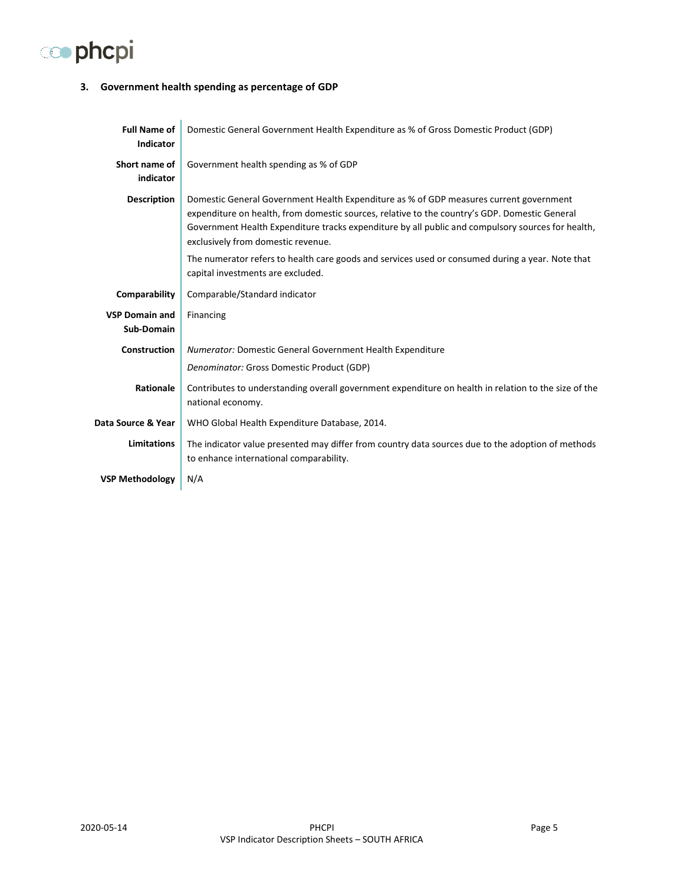### 3. Government health spending as percentage of GDP

| | |
|---|---|
| **Full Name of Indicator** | Domestic General Government Health Expenditure as % of Gross Domestic Product (GDP) |
| **Short name of indicator** | Government health spending as % of GDP |
| **Description** | Domestic General Government Health Expenditure as % of GDP measures current government expenditure on health, from domestic sources, relative to the country's GDP. Domestic General Government Health Expenditure tracks expenditure by all public and compulsory sources for health, exclusively from domestic revenue.<br><br>The numerator refers to health care goods and services used or consumed during a year. Note that capital investments are excluded. |
| **Comparability** | Comparable/Standard indicator |
| **VSP Domain and Sub-Domain** | Financing |
| **Construction** | *Numerator:* Domestic General Government Health Expenditure<br><br>*Denominator:* Gross Domestic Product (GDP) |
| **Rationale** | Contributes to understanding overall government expenditure on health in relation to the size of the national economy. |
| **Data Source & Year** | WHO Global Health Expenditure Database, 2014. |
| **Limitations** | The indicator value presented may differ from country data sources due to the adoption of methods to enhance international comparability. |
| **VSP Methodology** | N/A |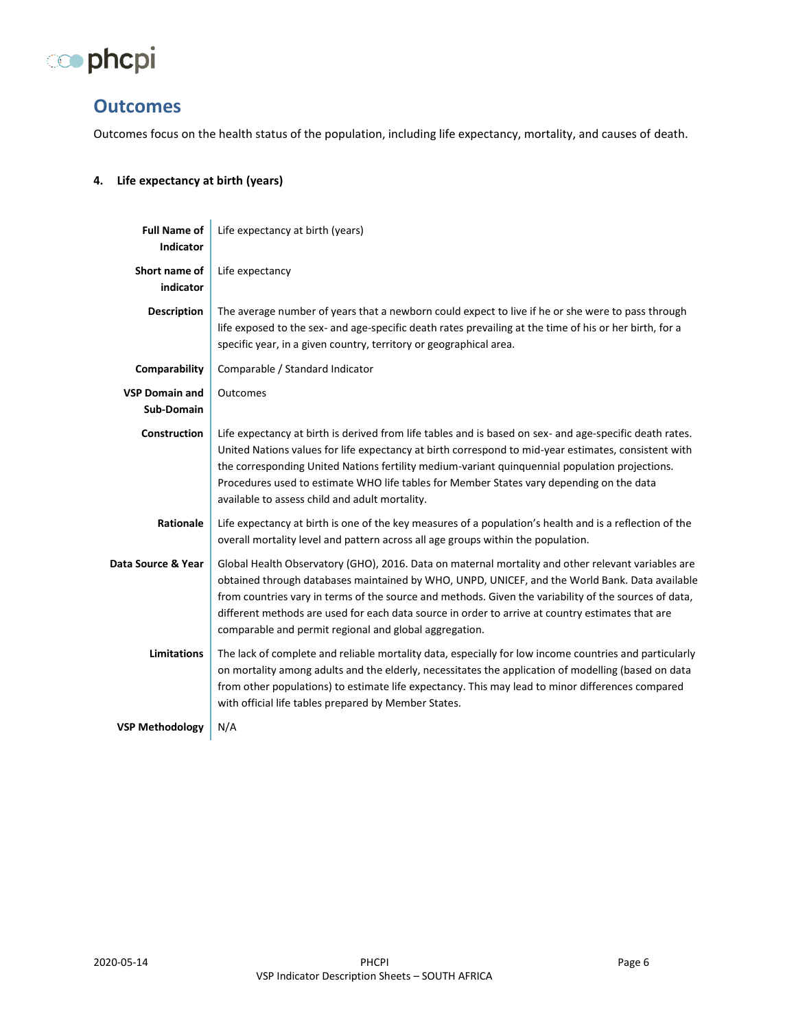## Outcomes

Outcomes focus on the health status of the population, including life expectancy, mortality, and causes of death.

### 4. Life expectancy at birth (years)

| | |
|---|---|
| **Full Name of Indicator** | Life expectancy at birth (years) |
| **Short name of indicator** | Life expectancy |
| **Description** | The average number of years that a newborn could expect to live if he or she were to pass through life exposed to the sex- and age-specific death rates prevailing at the time of his or her birth, for a specific year, in a given country, territory or geographical area. |
| **Comparability** | Comparable / Standard Indicator |
| **VSP Domain and Sub-Domain** | Outcomes |
| **Construction** | Life expectancy at birth is derived from life tables and is based on sex- and age-specific death rates. United Nations values for life expectancy at birth correspond to mid-year estimates, consistent with the corresponding United Nations fertility medium-variant quinquennial population projections. Procedures used to estimate WHO life tables for Member States vary depending on the data available to assess child and adult mortality. |
| **Rationale** | Life expectancy at birth is one of the key measures of a population's health and is a reflection of the overall mortality level and pattern across all age groups within the population. |
| **Data Source & Year** | Global Health Observatory (GHO), 2016. Data on maternal mortality and other relevant variables are obtained through databases maintained by WHO, UNPD, UNICEF, and the World Bank. Data available from countries vary in terms of the source and methods. Given the variability of the sources of data, different methods are used for each data source in order to arrive at country estimates that are comparable and permit regional and global aggregation. |
| **Limitations** | The lack of complete and reliable mortality data, especially for low income countries and particularly on mortality among adults and the elderly, necessitates the application of modelling (based on data from other populations) to estimate life expectancy. This may lead to minor differences compared with official life tables prepared by Member States. |
| **VSP Methodology** | N/A |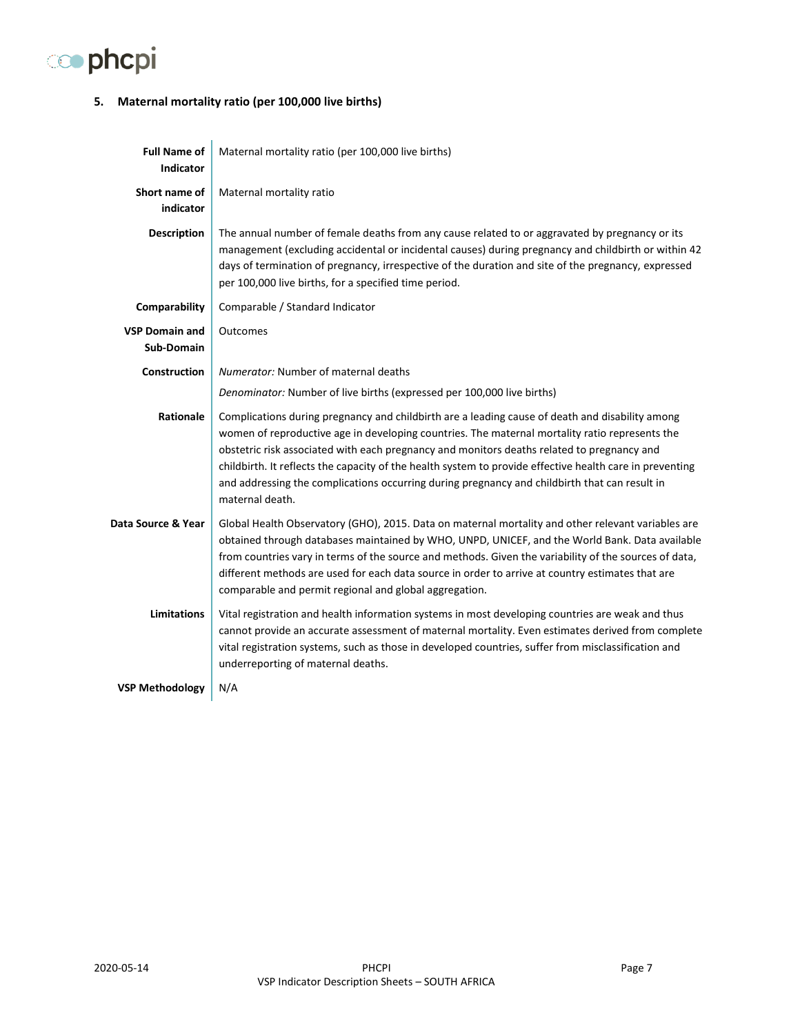## 5. Maternal mortality ratio (per 100,000 live births)

| | |
|---|---|
| **Full Name of Indicator** | Maternal mortality ratio (per 100,000 live births) |
| **Short name of indicator** | Maternal mortality ratio |
| **Description** | The annual number of female deaths from any cause related to or aggravated by pregnancy or its management (excluding accidental or incidental causes) during pregnancy and childbirth or within 42 days of termination of pregnancy, irrespective of the duration and site of the pregnancy, expressed per 100,000 live births, for a specified time period. |
| **Comparability** | Comparable / Standard Indicator |
| **VSP Domain and Sub-Domain** | Outcomes |
| **Construction** | *Numerator:* Number of maternal deaths<br>*Denominator:* Number of live births (expressed per 100,000 live births) |
| **Rationale** | Complications during pregnancy and childbirth are a leading cause of death and disability among women of reproductive age in developing countries. The maternal mortality ratio represents the obstetric risk associated with each pregnancy and monitors deaths related to pregnancy and childbirth. It reflects the capacity of the health system to provide effective health care in preventing and addressing the complications occurring during pregnancy and childbirth that can result in maternal death. |
| **Data Source & Year** | Global Health Observatory (GHO), 2015. Data on maternal mortality and other relevant variables are obtained through databases maintained by WHO, UNPD, UNICEF, and the World Bank. Data available from countries vary in terms of the source and methods. Given the variability of the sources of data, different methods are used for each data source in order to arrive at country estimates that are comparable and permit regional and global aggregation. |
| **Limitations** | Vital registration and health information systems in most developing countries are weak and thus cannot provide an accurate assessment of maternal mortality. Even estimates derived from complete vital registration systems, such as those in developed countries, suffer from misclassification and underreporting of maternal deaths. |
| **VSP Methodology** | N/A |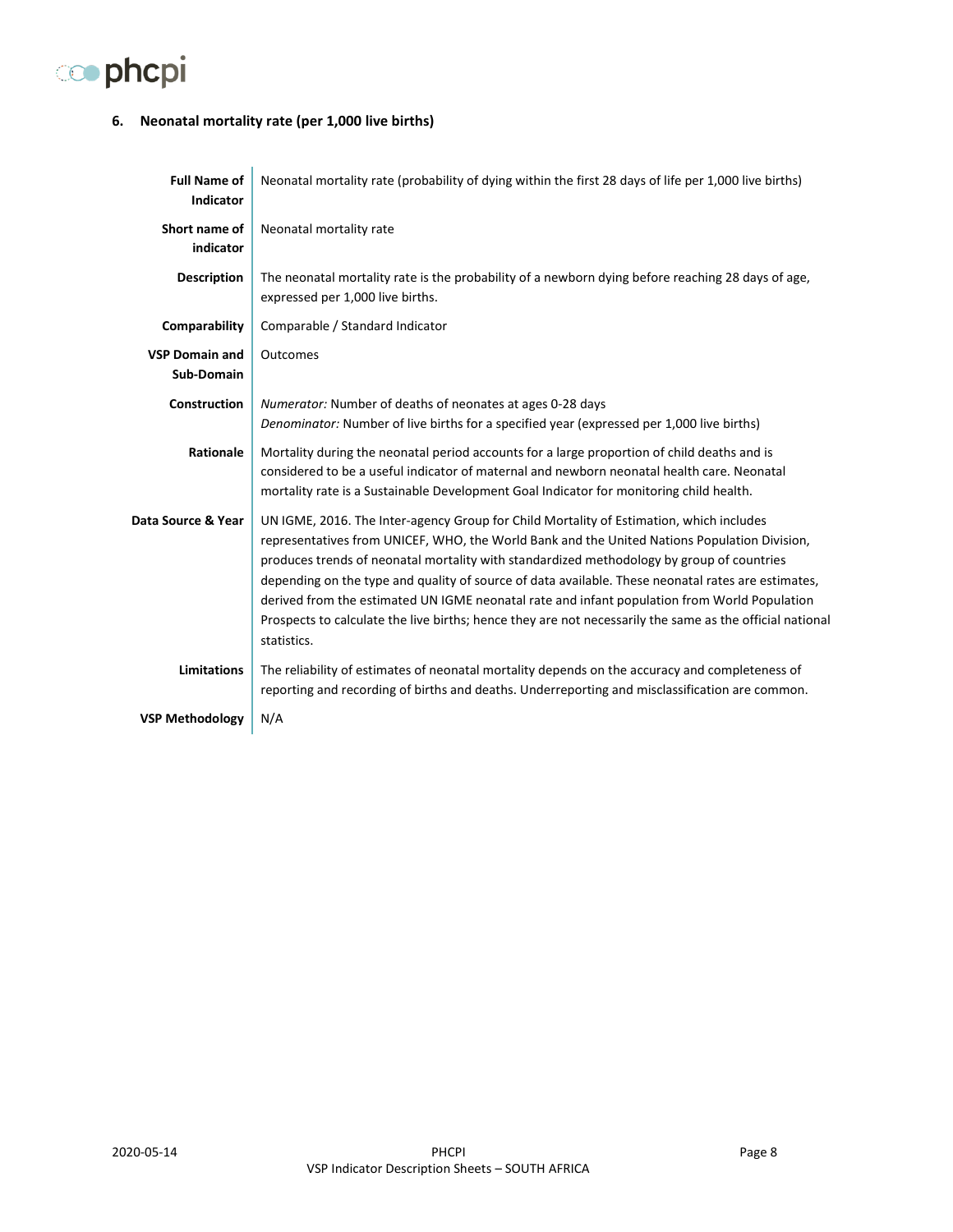## 6. Neonatal mortality rate (per 1,000 live births)

| | |
|---|---|
| **Full Name of Indicator** | Neonatal mortality rate (probability of dying within the first 28 days of life per 1,000 live births) |
| **Short name of indicator** | Neonatal mortality rate |
| **Description** | The neonatal mortality rate is the probability of a newborn dying before reaching 28 days of age, expressed per 1,000 live births. |
| **Comparability** | Comparable / Standard Indicator |
| **VSP Domain and Sub-Domain** | Outcomes |
| **Construction** | *Numerator:* Number of deaths of neonates at ages 0-28 days<br>*Denominator:* Number of live births for a specified year (expressed per 1,000 live births) |
| **Rationale** | Mortality during the neonatal period accounts for a large proportion of child deaths and is considered to be a useful indicator of maternal and newborn neonatal health care. Neonatal mortality rate is a Sustainable Development Goal Indicator for monitoring child health. |
| **Data Source & Year** | UN IGME, 2016. The Inter-agency Group for Child Mortality of Estimation, which includes representatives from UNICEF, WHO, the World Bank and the United Nations Population Division, produces trends of neonatal mortality with standardized methodology by group of countries depending on the type and quality of source of data available. These neonatal rates are estimates, derived from the estimated UN IGME neonatal rate and infant population from World Population Prospects to calculate the live births; hence they are not necessarily the same as the official national statistics. |
| **Limitations** | The reliability of estimates of neonatal mortality depends on the accuracy and completeness of reporting and recording of births and deaths. Underreporting and misclassification are common. |
| **VSP Methodology** | N/A |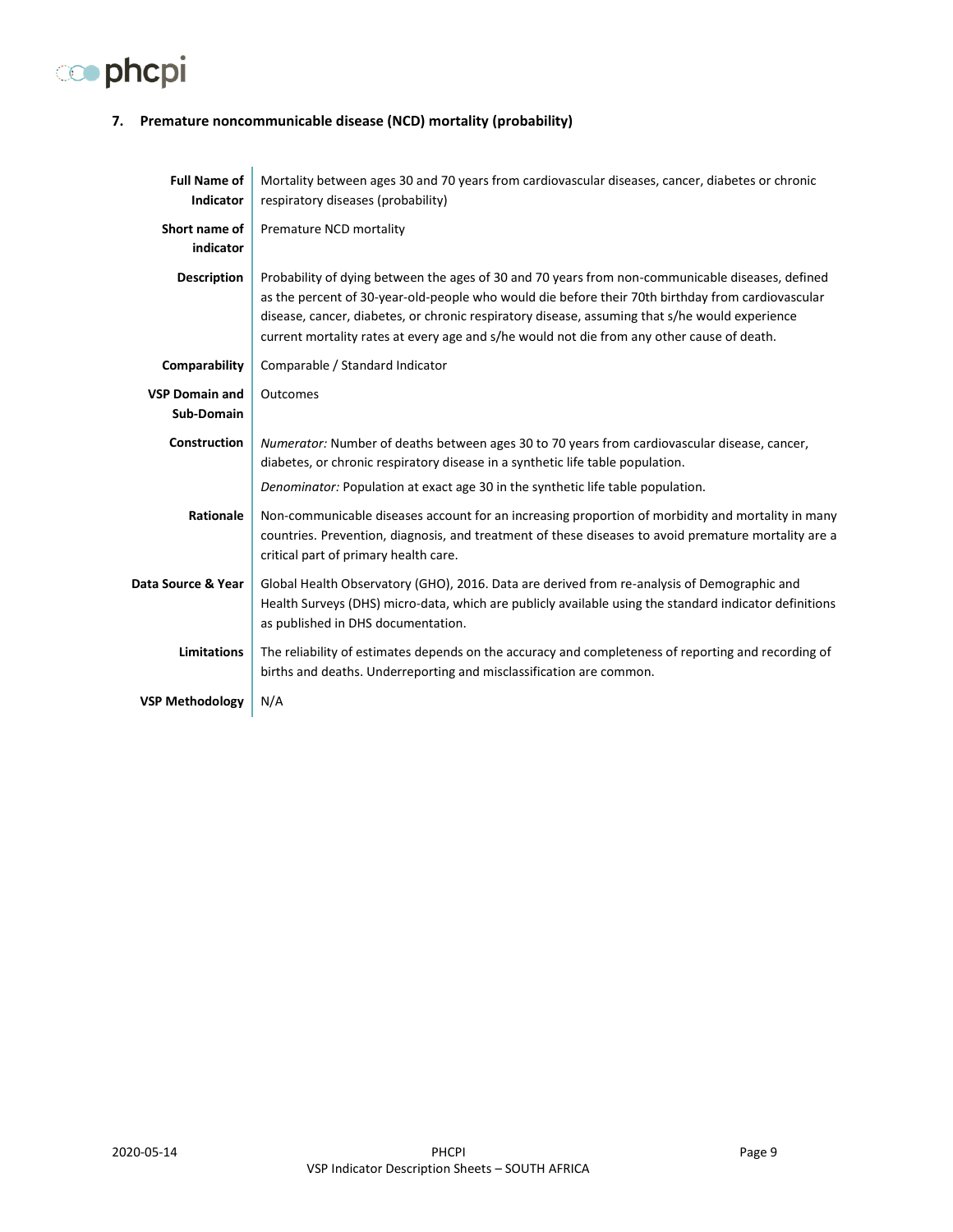## 7. Premature noncommunicable disease (NCD) mortality (probability)

| | |
|---|---|
| **Full Name of Indicator** | Mortality between ages 30 and 70 years from cardiovascular diseases, cancer, diabetes or chronic respiratory diseases (probability) |
| **Short name of indicator** | Premature NCD mortality |
| **Description** | Probability of dying between the ages of 30 and 70 years from non-communicable diseases, defined as the percent of 30-year-old-people who would die before their 70th birthday from cardiovascular disease, cancer, diabetes, or chronic respiratory disease, assuming that s/he would experience current mortality rates at every age and s/he would not die from any other cause of death. |
| **Comparability** | Comparable / Standard Indicator |
| **VSP Domain and Sub-Domain** | Outcomes |
| **Construction** | *Numerator:* Number of deaths between ages 30 to 70 years from cardiovascular disease, cancer, diabetes, or chronic respiratory disease in a synthetic life table population.<br>*Denominator:* Population at exact age 30 in the synthetic life table population. |
| **Rationale** | Non-communicable diseases account for an increasing proportion of morbidity and mortality in many countries. Prevention, diagnosis, and treatment of these diseases to avoid premature mortality are a critical part of primary health care. |
| **Data Source & Year** | Global Health Observatory (GHO), 2016. Data are derived from re-analysis of Demographic and Health Surveys (DHS) micro-data, which are publicly available using the standard indicator definitions as published in DHS documentation. |
| **Limitations** | The reliability of estimates depends on the accuracy and completeness of reporting and recording of births and deaths. Underreporting and misclassification are common. |
| **VSP Methodology** | N/A |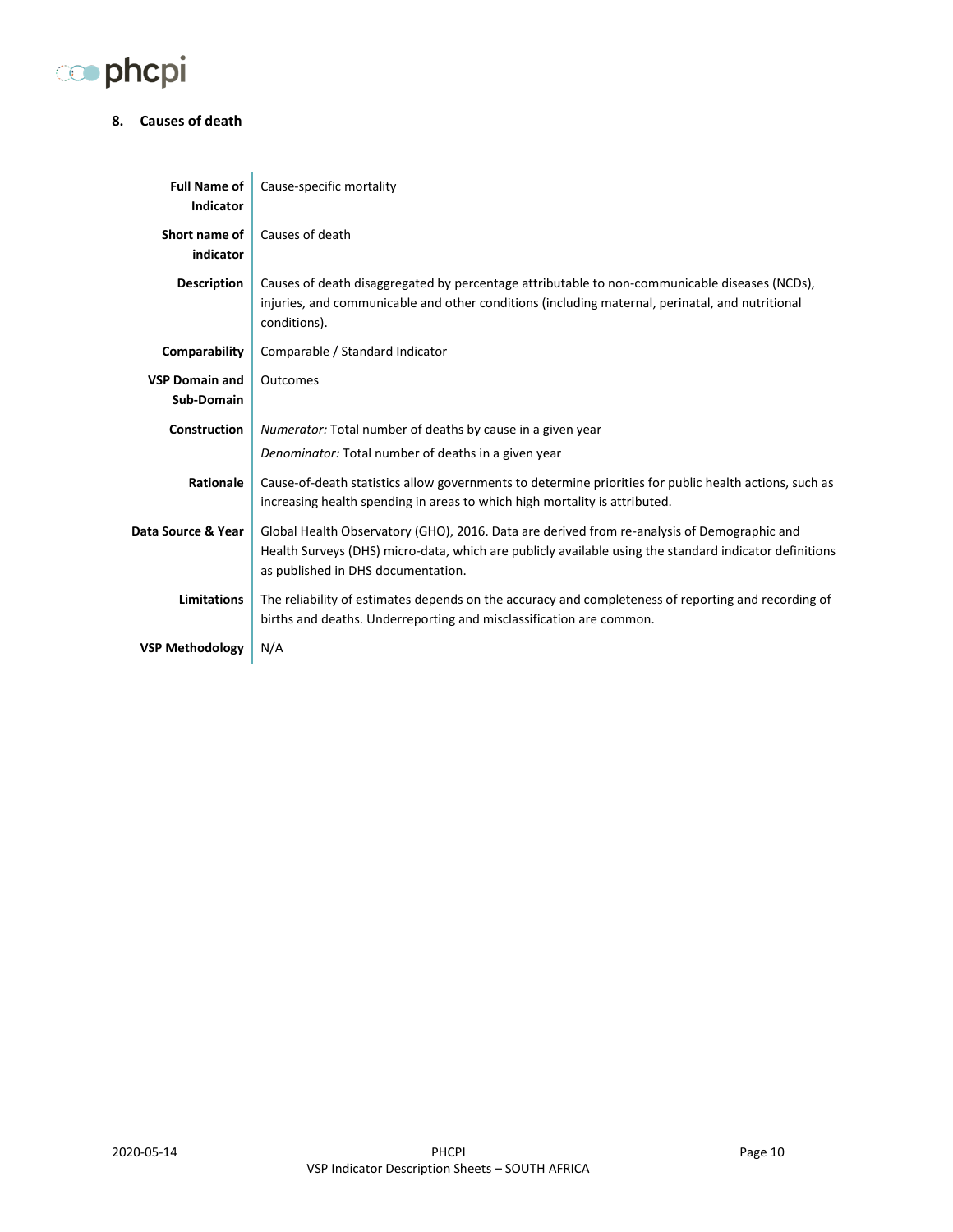## 8. Causes of death

| | |
|---|---|
| **Full Name of Indicator** | Cause-specific mortality |
| **Short name of indicator** | Causes of death |
| **Description** | Causes of death disaggregated by percentage attributable to non-communicable diseases (NCDs), injuries, and communicable and other conditions (including maternal, perinatal, and nutritional conditions). |
| **Comparability** | Comparable / Standard Indicator |
| **VSP Domain and Sub-Domain** | Outcomes |
| **Construction** | *Numerator:* Total number of deaths by cause in a given year<br>*Denominator:* Total number of deaths in a given year |
| **Rationale** | Cause-of-death statistics allow governments to determine priorities for public health actions, such as increasing health spending in areas to which high mortality is attributed. |
| **Data Source & Year** | Global Health Observatory (GHO), 2016. Data are derived from re-analysis of Demographic and Health Surveys (DHS) micro-data, which are publicly available using the standard indicator definitions as published in DHS documentation. |
| **Limitations** | The reliability of estimates depends on the accuracy and completeness of reporting and recording of births and deaths. Underreporting and misclassification are common. |
| **VSP Methodology** | N/A |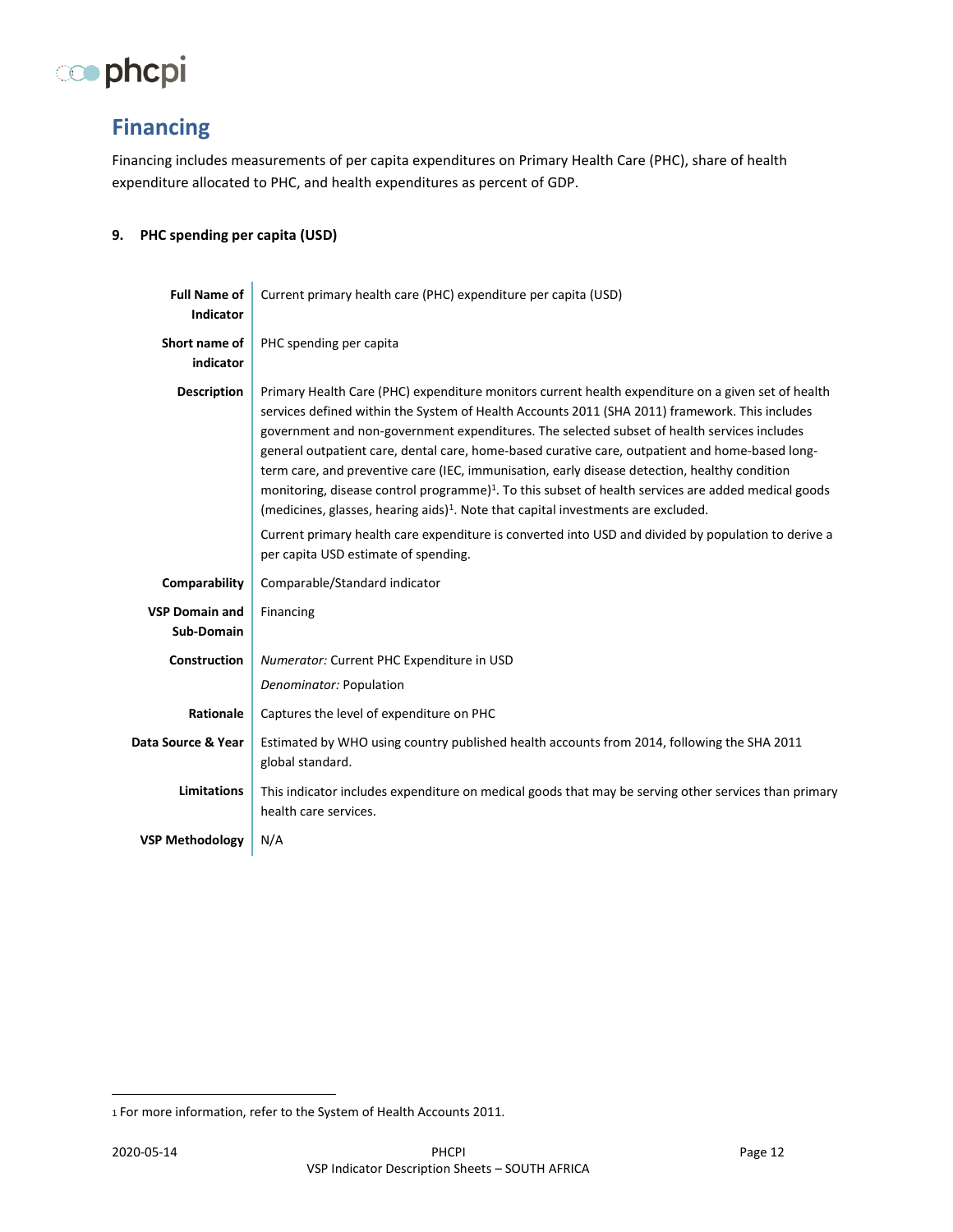# Financing

Financing includes measurements of per capita expenditures on Primary Health Care (PHC), share of health expenditure allocated to PHC, and health expenditures as percent of GDP.

### 9. PHC spending per capita (USD)

| | |
|---|---|
| **Full Name of Indicator** | Current primary health care (PHC) expenditure per capita (USD) |
| **Short name of indicator** | PHC spending per capita |
| **Description** | Primary Health Care (PHC) expenditure monitors current health expenditure on a given set of health services defined within the System of Health Accounts 2011 (SHA 2011) framework. This includes government and non-government expenditures. The selected subset of health services includes general outpatient care, dental care, home-based curative care, outpatient and home-based long-term care, and preventive care (IEC, immunisation, early disease detection, healthy condition monitoring, disease control programme)[1]. To this subset of health services are added medical goods (medicines, glasses, hearing aids)[1]. Note that capital investments are excluded.<br><br>Current primary health care expenditure is converted into USD and divided by population to derive a per capita USD estimate of spending. |
| **Comparability** | Comparable/Standard indicator |
| **VSP Domain and Sub-Domain** | Financing |
| **Construction** | *Numerator:* Current PHC Expenditure in USD<br><br>*Denominator:* Population |
| **Rationale** | Captures the level of expenditure on PHC |
| **Data Source & Year** | Estimated by WHO using country published health accounts from 2014, following the SHA 2011 global standard. |
| **Limitations** | This indicator includes expenditure on medical goods that may be serving other services than primary health care services. |
| **VSP Methodology** | N/A |

[1] For more information, refer to the System of Health Accounts 2011.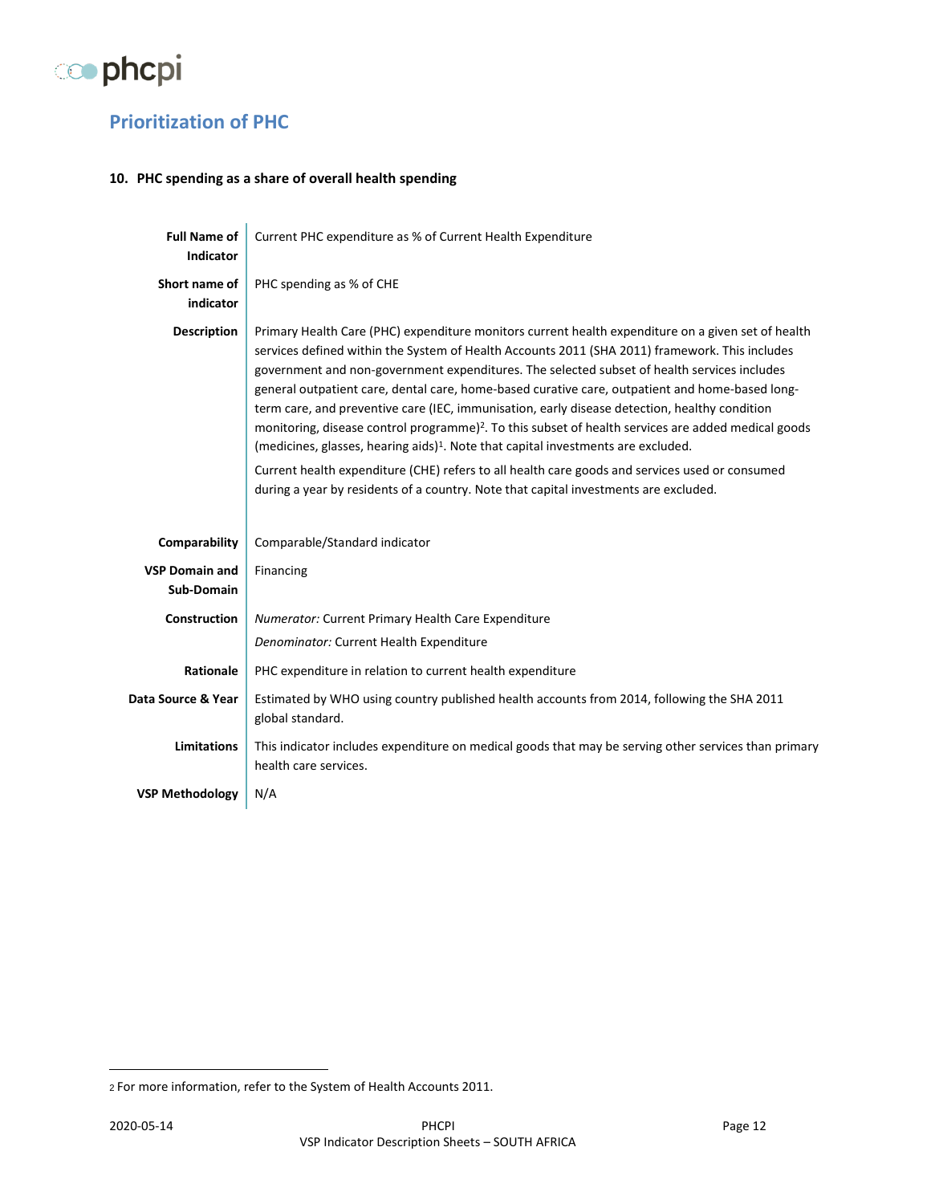## Prioritization of PHC

### 10. PHC spending as a share of overall health spending

| | |
|---|---|
| **Full Name of Indicator** | Current PHC expenditure as % of Current Health Expenditure |
| **Short name of indicator** | PHC spending as % of CHE |
| **Description** | Primary Health Care (PHC) expenditure monitors current health expenditure on a given set of health services defined within the System of Health Accounts 2011 (SHA 2011) framework. This includes government and non-government expenditures. The selected subset of health services includes general outpatient care, dental care, home-based curative care, outpatient and home-based long-term care, and preventive care (IEC, immunisation, early disease detection, healthy condition monitoring, disease control programme)[2]. To this subset of health services are added medical goods (medicines, glasses, hearing aids)[1]. Note that capital investments are excluded.<br><br>Current health expenditure (CHE) refers to all health care goods and services used or consumed during a year by residents of a country. Note that capital investments are excluded. |
| **Comparability** | Comparable/Standard indicator |
| **VSP Domain and Sub-Domain** | Financing |
| **Construction** | *Numerator:* Current Primary Health Care Expenditure<br><br>*Denominator:* Current Health Expenditure |
| **Rationale** | PHC expenditure in relation to current health expenditure |
| **Data Source & Year** | Estimated by WHO using country published health accounts from 2014, following the SHA 2011 global standard. |
| **Limitations** | This indicator includes expenditure on medical goods that may be serving other services than primary health care services. |
| **VSP Methodology** | N/A |

[2] For more information, refer to the System of Health Accounts 2011.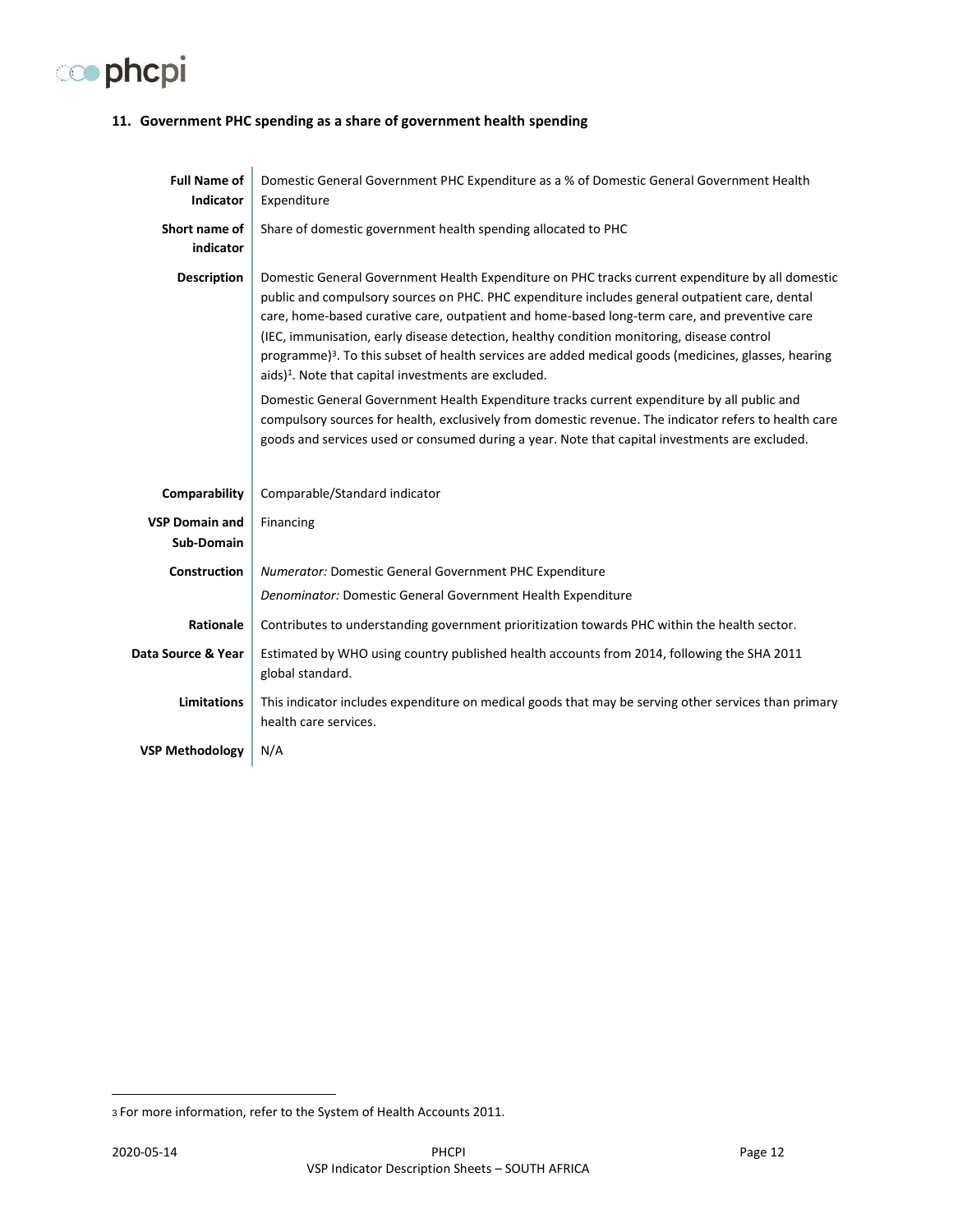### 11. Government PHC spending as a share of government health spending

| | |
|---|---|
| **Full Name of Indicator** | Domestic General Government PHC Expenditure as a % of Domestic General Government Health Expenditure |
| **Short name of indicator** | Share of domestic government health spending allocated to PHC |
| **Description** | Domestic General Government Health Expenditure on PHC tracks current expenditure by all domestic public and compulsory sources on PHC. PHC expenditure includes general outpatient care, dental care, home-based curative care, outpatient and home-based long-term care, and preventive care (IEC, immunisation, early disease detection, healthy condition monitoring, disease control programme)[3]. To this subset of health services are added medical goods (medicines, glasses, hearing aids)[1]. Note that capital investments are excluded.<br><br>Domestic General Government Health Expenditure tracks current expenditure by all public and compulsory sources for health, exclusively from domestic revenue. The indicator refers to health care goods and services used or consumed during a year. Note that capital investments are excluded. |
| **Comparability** | Comparable/Standard indicator |
| **VSP Domain and Sub-Domain** | Financing |
| **Construction** | *Numerator:* Domestic General Government PHC Expenditure<br>*Denominator:* Domestic General Government Health Expenditure |
| **Rationale** | Contributes to understanding government prioritization towards PHC within the health sector. |
| **Data Source & Year** | Estimated by WHO using country published health accounts from 2014, following the SHA 2011 global standard. |
| **Limitations** | This indicator includes expenditure on medical goods that may be serving other services than primary health care services. |
| **VSP Methodology** | N/A |

[3] For more information, refer to the System of Health Accounts 2011.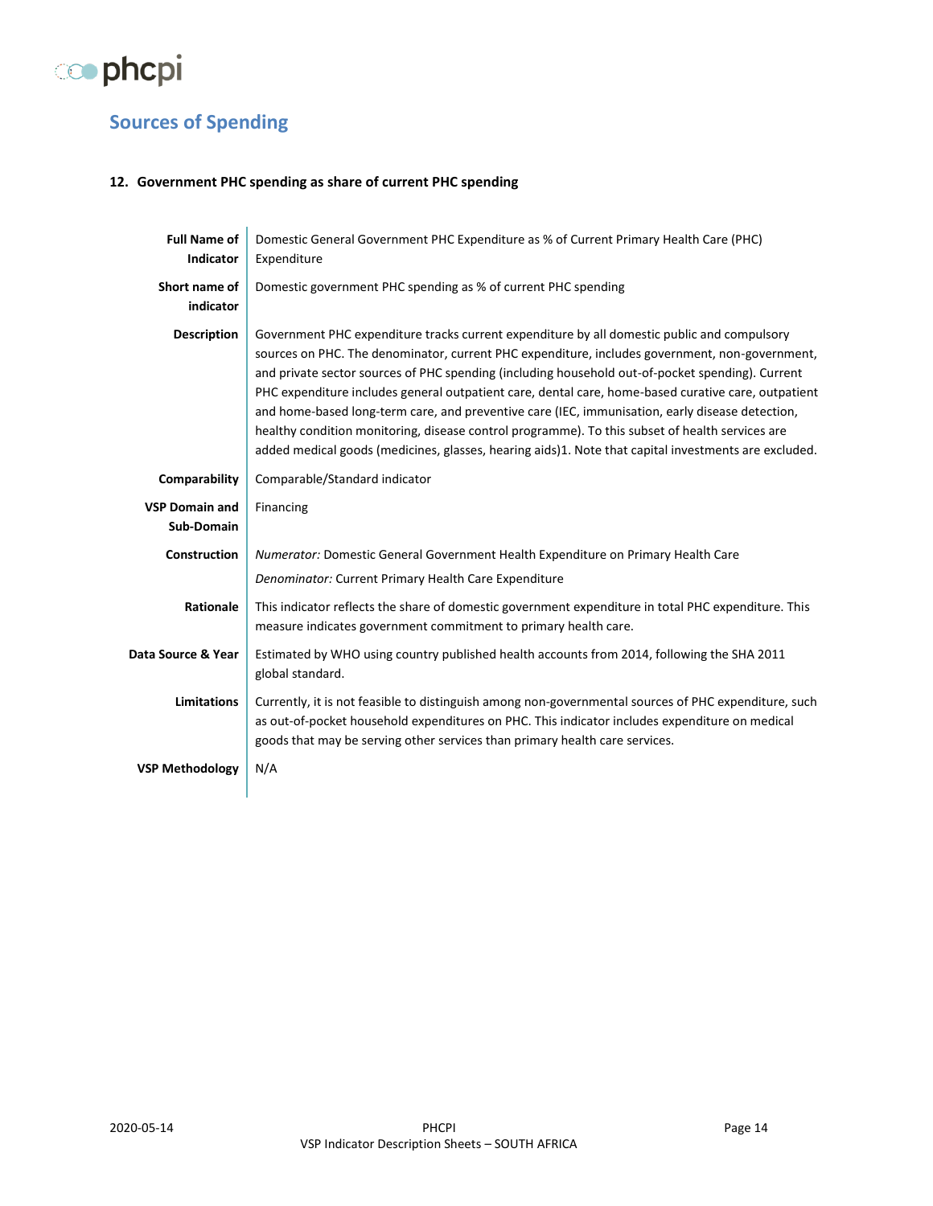## Sources of Spending

### 12. Government PHC spending as share of current PHC spending

| | |
|---|---|
| **Full Name of Indicator** | Domestic General Government PHC Expenditure as % of Current Primary Health Care (PHC) Expenditure |
| **Short name of indicator** | Domestic government PHC spending as % of current PHC spending |
| **Description** | Government PHC expenditure tracks current expenditure by all domestic public and compulsory sources on PHC. The denominator, current PHC expenditure, includes government, non-government, and private sector sources of PHC spending (including household out-of-pocket spending). Current PHC expenditure includes general outpatient care, dental care, home-based curative care, outpatient and home-based long-term care, and preventive care (IEC, immunisation, early disease detection, healthy condition monitoring, disease control programme). To this subset of health services are added medical goods (medicines, glasses, hearing aids)1. Note that capital investments are excluded. |
| **Comparability** | Comparable/Standard indicator |
| **VSP Domain and Sub-Domain** | Financing |
| **Construction** | *Numerator:* Domestic General Government Health Expenditure on Primary Health Care<br>*Denominator:* Current Primary Health Care Expenditure |
| **Rationale** | This indicator reflects the share of domestic government expenditure in total PHC expenditure. This measure indicates government commitment to primary health care. |
| **Data Source & Year** | Estimated by WHO using country published health accounts from 2014, following the SHA 2011 global standard. |
| **Limitations** | Currently, it is not feasible to distinguish among non-governmental sources of PHC expenditure, such as out-of-pocket household expenditures on PHC. This indicator includes expenditure on medical goods that may be serving other services than primary health care services. |
| **VSP Methodology** | N/A |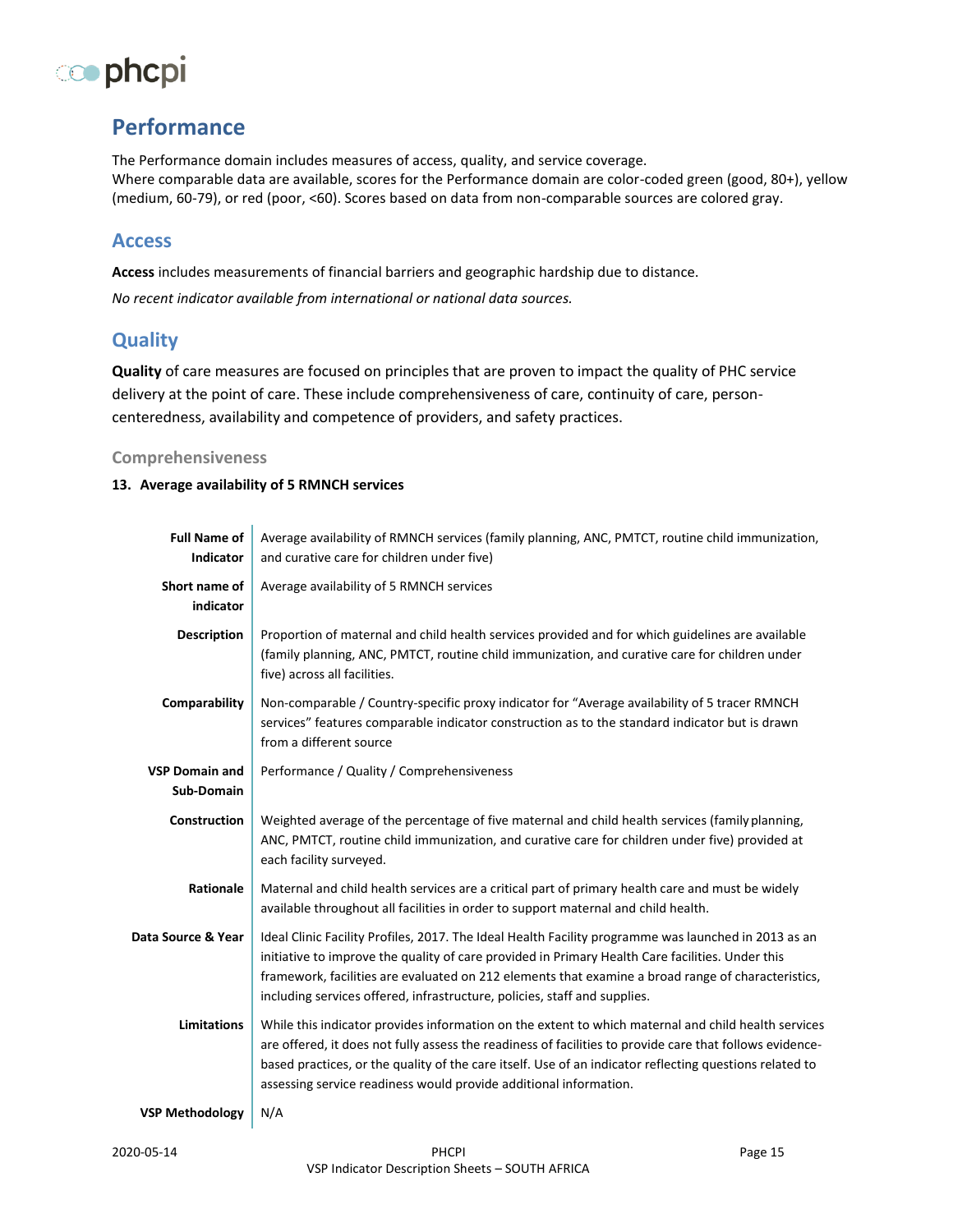# Performance

The Performance domain includes measures of access, quality, and service coverage.
Where comparable data are available, scores for the Performance domain are color-coded green (good, 80+), yellow (medium, 60-79), or red (poor, <60). Scores based on data from non-comparable sources are colored gray.

## Access

**Access** includes measurements of financial barriers and geographic hardship due to distance.

*No recent indicator available from international or national data sources.*

## Quality

**Quality** of care measures are focused on principles that are proven to impact the quality of PHC service delivery at the point of care. These include comprehensiveness of care, continuity of care, person-centeredness, availability and competence of providers, and safety practices.

### Comprehensiveness

**13. Average availability of 5 RMNCH services**

| | |
|---|---|
| **Full Name of Indicator** | Average availability of RMNCH services (family planning, ANC, PMTCT, routine child immunization, and curative care for children under five) |
| **Short name of indicator** | Average availability of 5 RMNCH services |
| **Description** | Proportion of maternal and child health services provided and for which guidelines are available (family planning, ANC, PMTCT, routine child immunization, and curative care for children under five) across all facilities. |
| **Comparability** | Non-comparable / Country-specific proxy indicator for "Average availability of 5 tracer RMNCH services" features comparable indicator construction as to the standard indicator but is drawn from a different source |
| **VSP Domain and Sub-Domain** | Performance / Quality / Comprehensiveness |
| **Construction** | Weighted average of the percentage of five maternal and child health services (family planning, ANC, PMTCT, routine child immunization, and curative care for children under five) provided at each facility surveyed. |
| **Rationale** | Maternal and child health services are a critical part of primary health care and must be widely available throughout all facilities in order to support maternal and child health. |
| **Data Source & Year** | Ideal Clinic Facility Profiles, 2017. The Ideal Health Facility programme was launched in 2013 as an initiative to improve the quality of care provided in Primary Health Care facilities. Under this framework, facilities are evaluated on 212 elements that examine a broad range of characteristics, including services offered, infrastructure, policies, staff and supplies. |
| **Limitations** | While this indicator provides information on the extent to which maternal and child health services are offered, it does not fully assess the readiness of facilities to provide care that follows evidence-based practices, or the quality of the care itself. Use of an indicator reflecting questions related to assessing service readiness would provide additional information. |
| **VSP Methodology** | N/A |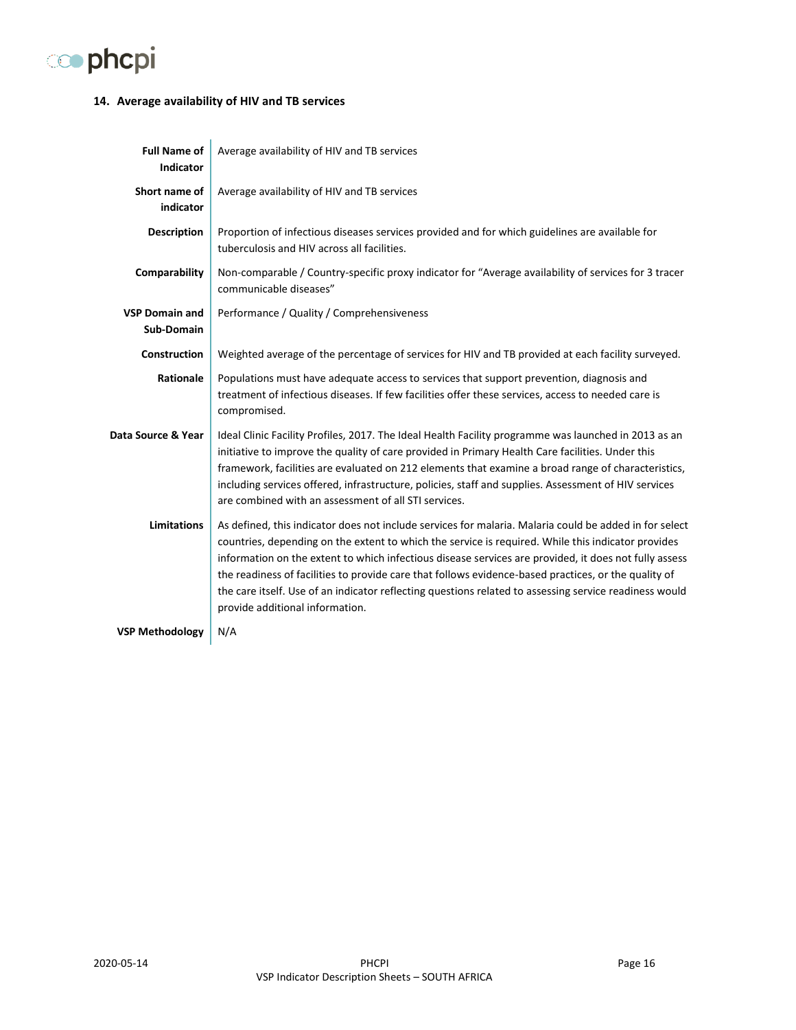### 14. Average availability of HIV and TB services

| | |
|---|---|
| **Full Name of Indicator** | Average availability of HIV and TB services |
| **Short name of indicator** | Average availability of HIV and TB services |
| **Description** | Proportion of infectious diseases services provided and for which guidelines are available for tuberculosis and HIV across all facilities. |
| **Comparability** | Non-comparable / Country-specific proxy indicator for "Average availability of services for 3 tracer communicable diseases" |
| **VSP Domain and Sub-Domain** | Performance / Quality / Comprehensiveness |
| **Construction** | Weighted average of the percentage of services for HIV and TB provided at each facility surveyed. |
| **Rationale** | Populations must have adequate access to services that support prevention, diagnosis and treatment of infectious diseases. If few facilities offer these services, access to needed care is compromised. |
| **Data Source & Year** | Ideal Clinic Facility Profiles, 2017. The Ideal Health Facility programme was launched in 2013 as an initiative to improve the quality of care provided in Primary Health Care facilities. Under this framework, facilities are evaluated on 212 elements that examine a broad range of characteristics, including services offered, infrastructure, policies, staff and supplies. Assessment of HIV services are combined with an assessment of all STI services. |
| **Limitations** | As defined, this indicator does not include services for malaria. Malaria could be added in for select countries, depending on the extent to which the service is required. While this indicator provides information on the extent to which infectious disease services are provided, it does not fully assess the readiness of facilities to provide care that follows evidence-based practices, or the quality of the care itself. Use of an indicator reflecting questions related to assessing service readiness would provide additional information. |
| **VSP Methodology** | N/A |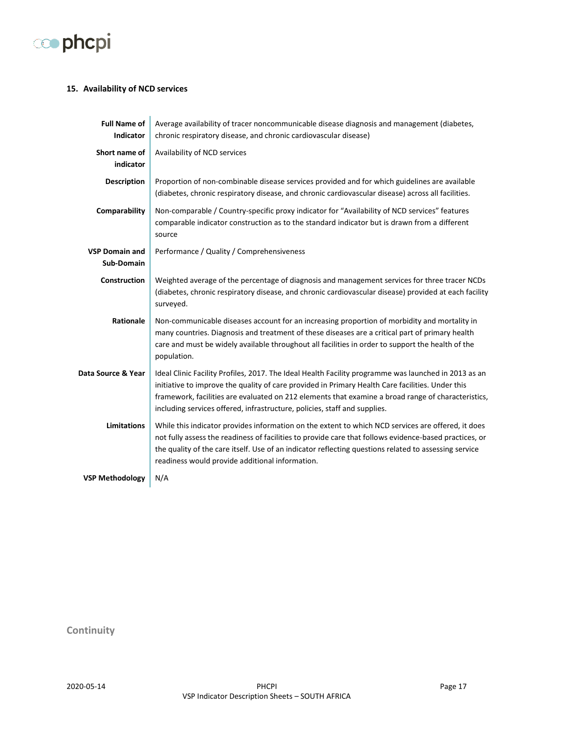### 15. Availability of NCD services

| | |
|---|---|
| **Full Name of Indicator** | Average availability of tracer noncommunicable disease diagnosis and management (diabetes, chronic respiratory disease, and chronic cardiovascular disease) |
| **Short name of indicator** | Availability of NCD services |
| **Description** | Proportion of non-combinable disease services provided and for which guidelines are available (diabetes, chronic respiratory disease, and chronic cardiovascular disease) across all facilities. |
| **Comparability** | Non-comparable / Country-specific proxy indicator for "Availability of NCD services" features comparable indicator construction as to the standard indicator but is drawn from a different source |
| **VSP Domain and Sub-Domain** | Performance / Quality / Comprehensiveness |
| **Construction** | Weighted average of the percentage of diagnosis and management services for three tracer NCDs (diabetes, chronic respiratory disease, and chronic cardiovascular disease) provided at each facility surveyed. |
| **Rationale** | Non-communicable diseases account for an increasing proportion of morbidity and mortality in many countries. Diagnosis and treatment of these diseases are a critical part of primary health care and must be widely available throughout all facilities in order to support the health of the population. |
| **Data Source & Year** | Ideal Clinic Facility Profiles, 2017. The Ideal Health Facility programme was launched in 2013 as an initiative to improve the quality of care provided in Primary Health Care facilities. Under this framework, facilities are evaluated on 212 elements that examine a broad range of characteristics, including services offered, infrastructure, policies, staff and supplies. |
| **Limitations** | While this indicator provides information on the extent to which NCD services are offered, it does not fully assess the readiness of facilities to provide care that follows evidence-based practices, or the quality of the care itself. Use of an indicator reflecting questions related to assessing service readiness would provide additional information. |
| **VSP Methodology** | N/A |

## Continuity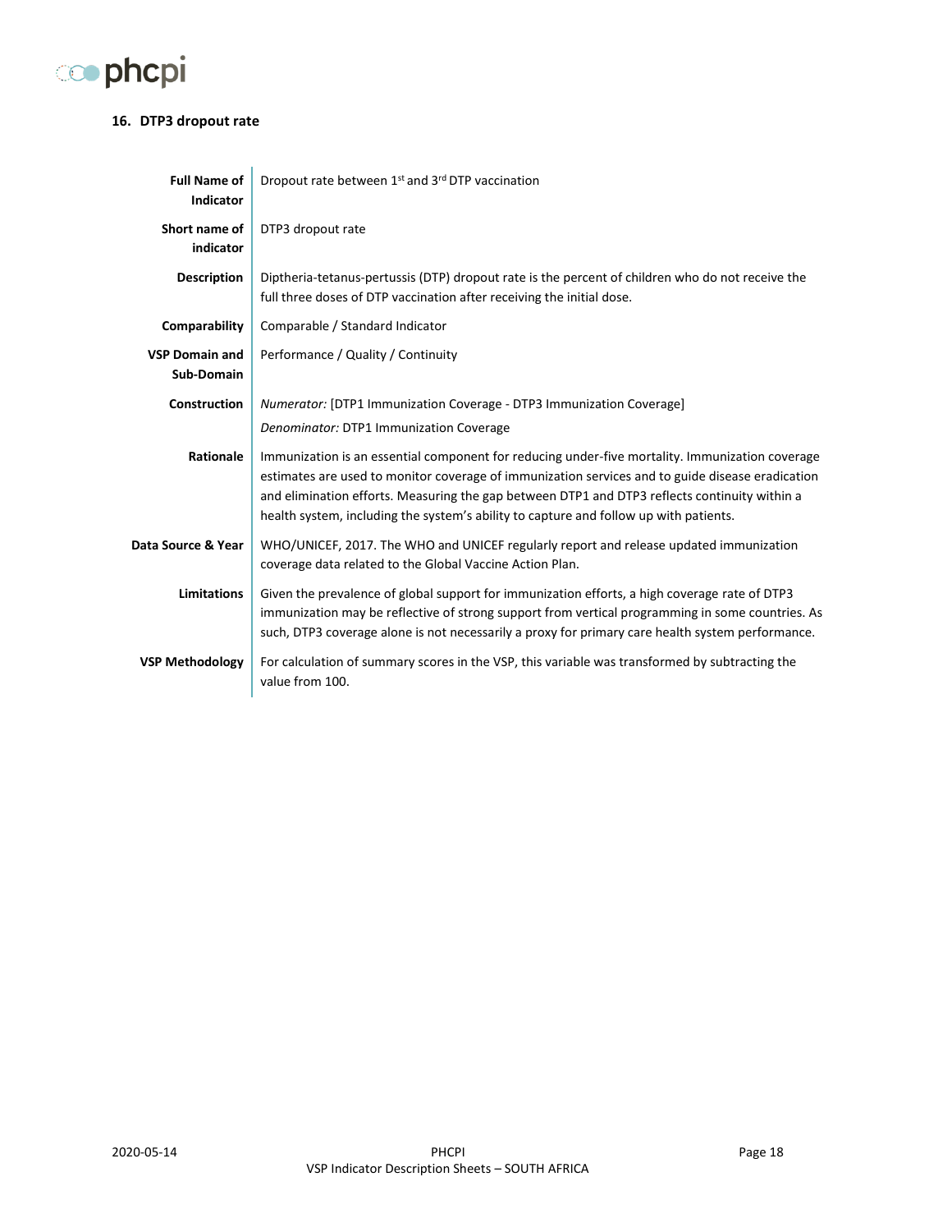## 16. DTP3 dropout rate

| | |
|---|---|
| **Full Name of Indicator** | Dropout rate between 1st and 3rd DTP vaccination |
| **Short name of indicator** | DTP3 dropout rate |
| **Description** | Diptheria-tetanus-pertussis (DTP) dropout rate is the percent of children who do not receive the full three doses of DTP vaccination after receiving the initial dose. |
| **Comparability** | Comparable / Standard Indicator |
| **VSP Domain and Sub-Domain** | Performance / Quality / Continuity |
| **Construction** | *Numerator:* [DTP1 Immunization Coverage - DTP3 Immunization Coverage]<br>*Denominator:* DTP1 Immunization Coverage |
| **Rationale** | Immunization is an essential component for reducing under-five mortality. Immunization coverage estimates are used to monitor coverage of immunization services and to guide disease eradication and elimination efforts. Measuring the gap between DTP1 and DTP3 reflects continuity within a health system, including the system's ability to capture and follow up with patients. |
| **Data Source & Year** | WHO/UNICEF, 2017. The WHO and UNICEF regularly report and release updated immunization coverage data related to the Global Vaccine Action Plan. |
| **Limitations** | Given the prevalence of global support for immunization efforts, a high coverage rate of DTP3 immunization may be reflective of strong support from vertical programming in some countries. As such, DTP3 coverage alone is not necessarily a proxy for primary care health system performance. |
| **VSP Methodology** | For calculation of summary scores in the VSP, this variable was transformed by subtracting the value from 100. |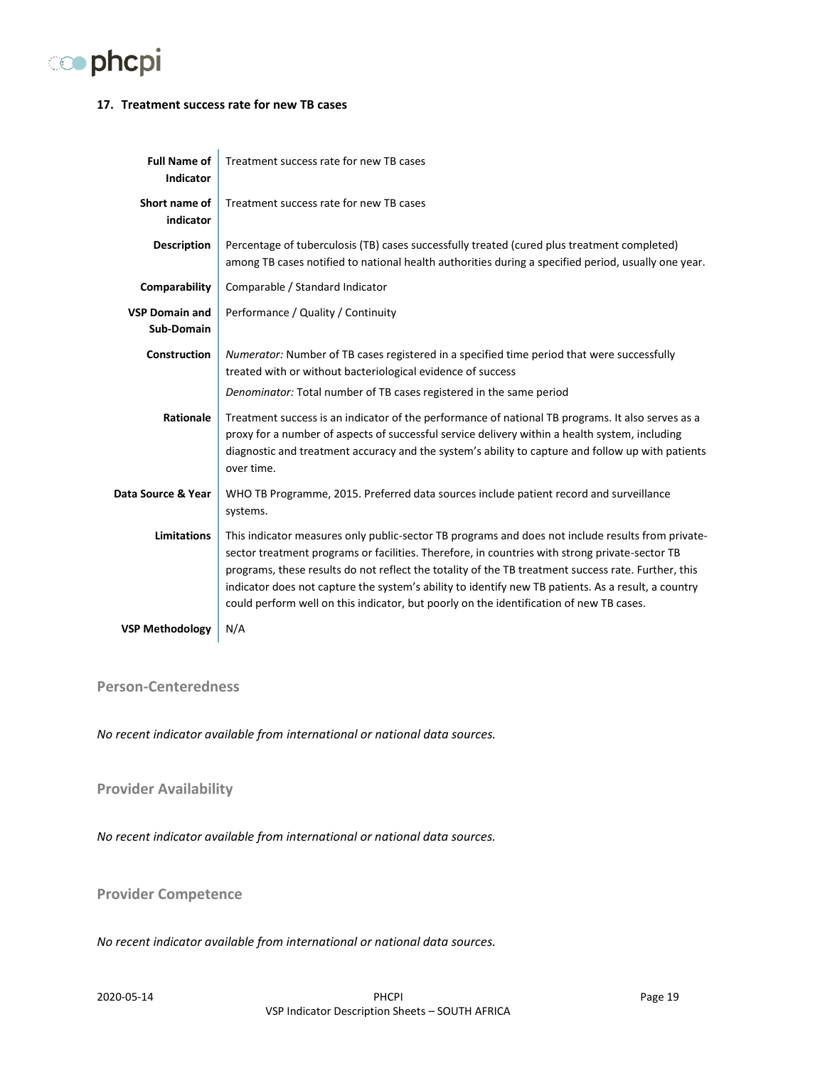### 17. Treatment success rate for new TB cases

| | |
|---|---|
| **Full Name of Indicator** | Treatment success rate for new TB cases |
| **Short name of indicator** | Treatment success rate for new TB cases |
| **Description** | Percentage of tuberculosis (TB) cases successfully treated (cured plus treatment completed) among TB cases notified to national health authorities during a specified period, usually one year. |
| **Comparability** | Comparable / Standard Indicator |
| **VSP Domain and Sub-Domain** | Performance / Quality / Continuity |
| **Construction** | *Numerator:* Number of TB cases registered in a specified time period that were successfully treated with or without bacteriological evidence of success<br>*Denominator:* Total number of TB cases registered in the same period |
| **Rationale** | Treatment success is an indicator of the performance of national TB programs. It also serves as a proxy for a number of aspects of successful service delivery within a health system, including diagnostic and treatment accuracy and the system's ability to capture and follow up with patients over time. |
| **Data Source & Year** | WHO TB Programme, 2015. Preferred data sources include patient record and surveillance systems. |
| **Limitations** | This indicator measures only public-sector TB programs and does not include results from private-sector treatment programs or facilities. Therefore, in countries with strong private-sector TB programs, these results do not reflect the totality of the TB treatment success rate. Further, this indicator does not capture the system's ability to identify new TB patients. As a result, a country could perform well on this indicator, but poorly on the identification of new TB cases. |
| **VSP Methodology** | N/A |

## Person-Centeredness

*No recent indicator available from international or national data sources.*

## Provider Availability

*No recent indicator available from international or national data sources.*

## Provider Competence

*No recent indicator available from international or national data sources.*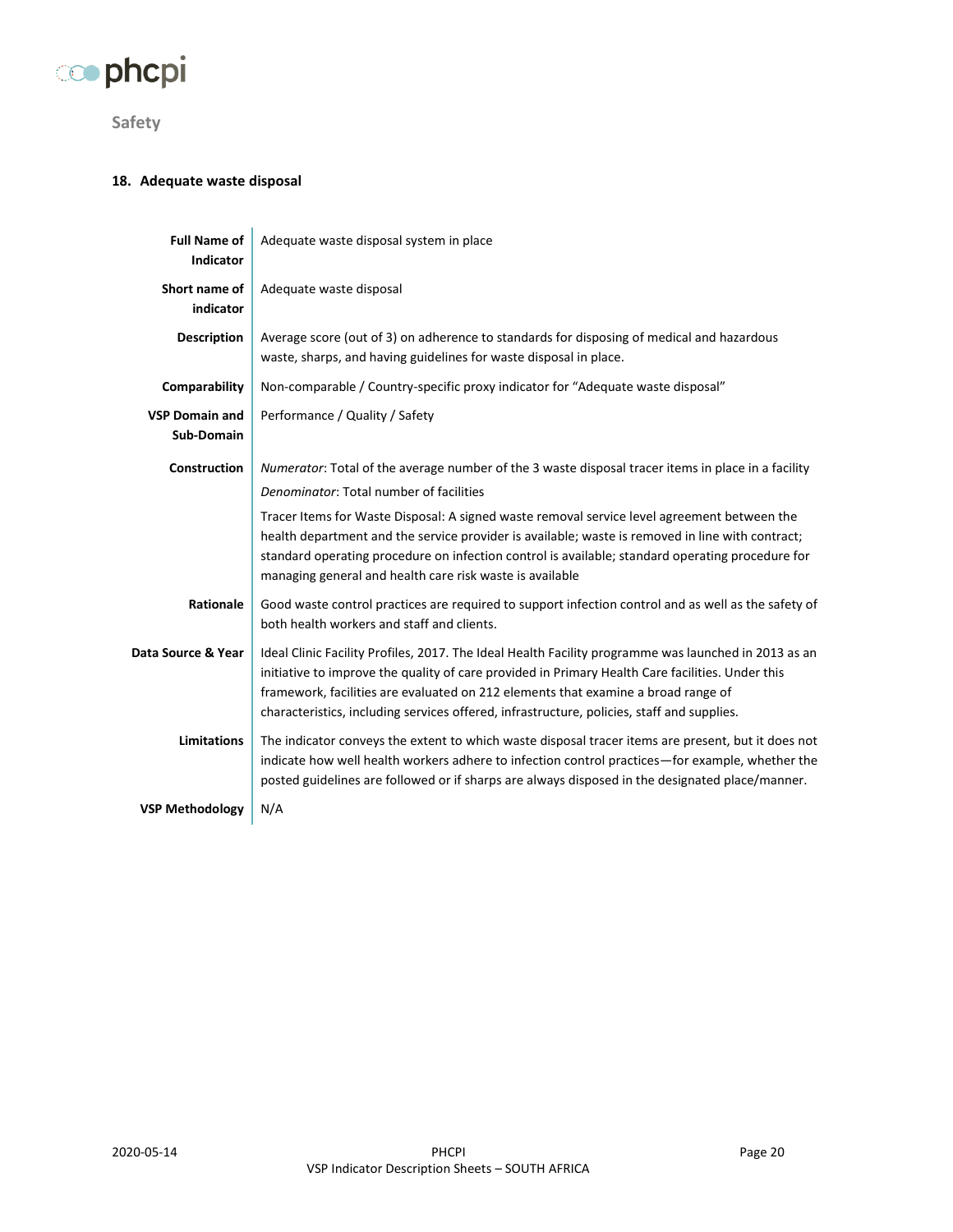## Safety

### 18. Adequate waste disposal

| | |
|---|---|
| **Full Name of Indicator** | Adequate waste disposal system in place |
| **Short name of indicator** | Adequate waste disposal |
| **Description** | Average score (out of 3) on adherence to standards for disposing of medical and hazardous waste, sharps, and having guidelines for waste disposal in place. |
| **Comparability** | Non-comparable / Country-specific proxy indicator for "Adequate waste disposal" |
| **VSP Domain and Sub-Domain** | Performance / Quality / Safety |
| **Construction** | *Numerator*: Total of the average number of the 3 waste disposal tracer items in place in a facility<br>*Denominator*: Total number of facilities<br>Tracer Items for Waste Disposal: A signed waste removal service level agreement between the health department and the service provider is available; waste is removed in line with contract; standard operating procedure on infection control is available; standard operating procedure for managing general and health care risk waste is available |
| **Rationale** | Good waste control practices are required to support infection control and as well as the safety of both health workers and staff and clients. |
| **Data Source & Year** | Ideal Clinic Facility Profiles, 2017. The Ideal Health Facility programme was launched in 2013 as an initiative to improve the quality of care provided in Primary Health Care facilities. Under this framework, facilities are evaluated on 212 elements that examine a broad range of characteristics, including services offered, infrastructure, policies, staff and supplies. |
| **Limitations** | The indicator conveys the extent to which waste disposal tracer items are present, but it does not indicate how well health workers adhere to infection control practices—for example, whether the posted guidelines are followed or if sharps are always disposed in the designated place/manner. |
| **VSP Methodology** | N/A |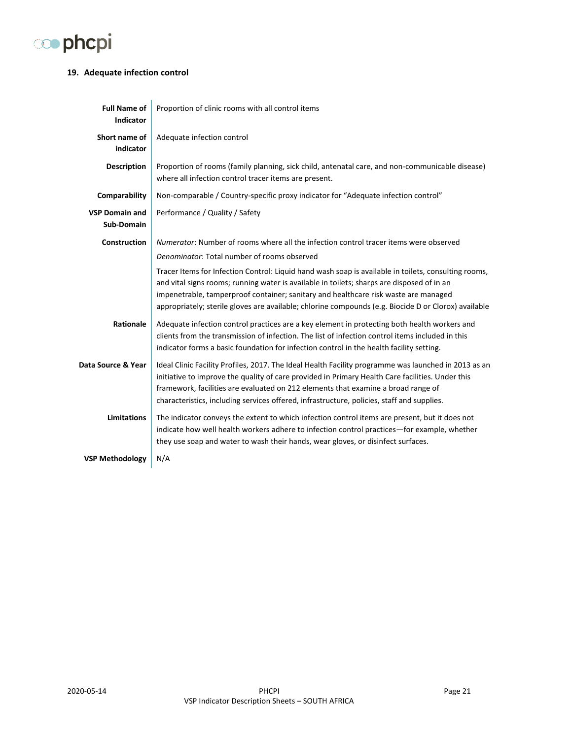## 19. Adequate infection control

| | |
|---|---|
| **Full Name of Indicator** | Proportion of clinic rooms with all control items |
| **Short name of indicator** | Adequate infection control |
| **Description** | Proportion of rooms (family planning, sick child, antenatal care, and non-communicable disease) where all infection control tracer items are present. |
| **Comparability** | Non-comparable / Country-specific proxy indicator for "Adequate infection control" |
| **VSP Domain and Sub-Domain** | Performance / Quality / Safety |
| **Construction** | *Numerator*: Number of rooms where all the infection control tracer items were observed<br>*Denominator*: Total number of rooms observed<br>Tracer Items for Infection Control: Liquid hand wash soap is available in toilets, consulting rooms, and vital signs rooms; running water is available in toilets; sharps are disposed of in an impenetrable, tamperproof container; sanitary and healthcare risk waste are managed appropriately; sterile gloves are available; chlorine compounds (e.g. Biocide D or Clorox) available |
| **Rationale** | Adequate infection control practices are a key element in protecting both health workers and clients from the transmission of infection. The list of infection control items included in this indicator forms a basic foundation for infection control in the health facility setting. |
| **Data Source & Year** | Ideal Clinic Facility Profiles, 2017. The Ideal Health Facility programme was launched in 2013 as an initiative to improve the quality of care provided in Primary Health Care facilities. Under this framework, facilities are evaluated on 212 elements that examine a broad range of characteristics, including services offered, infrastructure, policies, staff and supplies. |
| **Limitations** | The indicator conveys the extent to which infection control items are present, but it does not indicate how well health workers adhere to infection control practices—for example, whether they use soap and water to wash their hands, wear gloves, or disinfect surfaces. |
| **VSP Methodology** | N/A |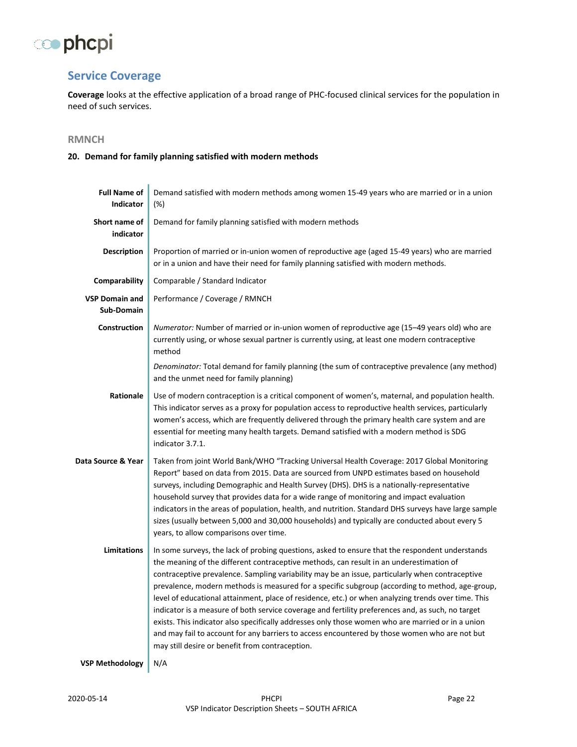## Service Coverage

**Coverage** looks at the effective application of a broad range of PHC-focused clinical services for the population in need of such services.

### RMNCH

#### 20. Demand for family planning satisfied with modern methods

| | |
|---|---|
| **Full Name of Indicator** | Demand satisfied with modern methods among women 15-49 years who are married or in a union (%) |
| **Short name of indicator** | Demand for family planning satisfied with modern methods |
| **Description** | Proportion of married or in-union women of reproductive age (aged 15-49 years) who are married or in a union and have their need for family planning satisfied with modern methods. |
| **Comparability** | Comparable / Standard Indicator |
| **VSP Domain and Sub-Domain** | Performance / Coverage / RMNCH |
| **Construction** | *Numerator:* Number of married or in-union women of reproductive age (15–49 years old) who are currently using, or whose sexual partner is currently using, at least one modern contraceptive method<br><br>*Denominator:* Total demand for family planning (the sum of contraceptive prevalence (any method) and the unmet need for family planning) |
| **Rationale** | Use of modern contraception is a critical component of women's, maternal, and population health. This indicator serves as a proxy for population access to reproductive health services, particularly women's access, which are frequently delivered through the primary health care system and are essential for meeting many health targets. Demand satisfied with a modern method is SDG indicator 3.7.1. |
| **Data Source & Year** | Taken from joint World Bank/WHO "Tracking Universal Health Coverage: 2017 Global Monitoring Report" based on data from 2015. Data are sourced from UNPD estimates based on household surveys, including Demographic and Health Survey (DHS). DHS is a nationally-representative household survey that provides data for a wide range of monitoring and impact evaluation indicators in the areas of population, health, and nutrition. Standard DHS surveys have large sample sizes (usually between 5,000 and 30,000 households) and typically are conducted about every 5 years, to allow comparisons over time. |
| **Limitations** | In some surveys, the lack of probing questions, asked to ensure that the respondent understands the meaning of the different contraceptive methods, can result in an underestimation of contraceptive prevalence. Sampling variability may be an issue, particularly when contraceptive prevalence, modern methods is measured for a specific subgroup (according to method, age-group, level of educational attainment, place of residence, etc.) or when analyzing trends over time. This indicator is a measure of both service coverage and fertility preferences and, as such, no target exists. This indicator also specifically addresses only those women who are married or in a union and may fail to account for any barriers to access encountered by those women who are not but may still desire or benefit from contraception. |
| **VSP Methodology** | N/A |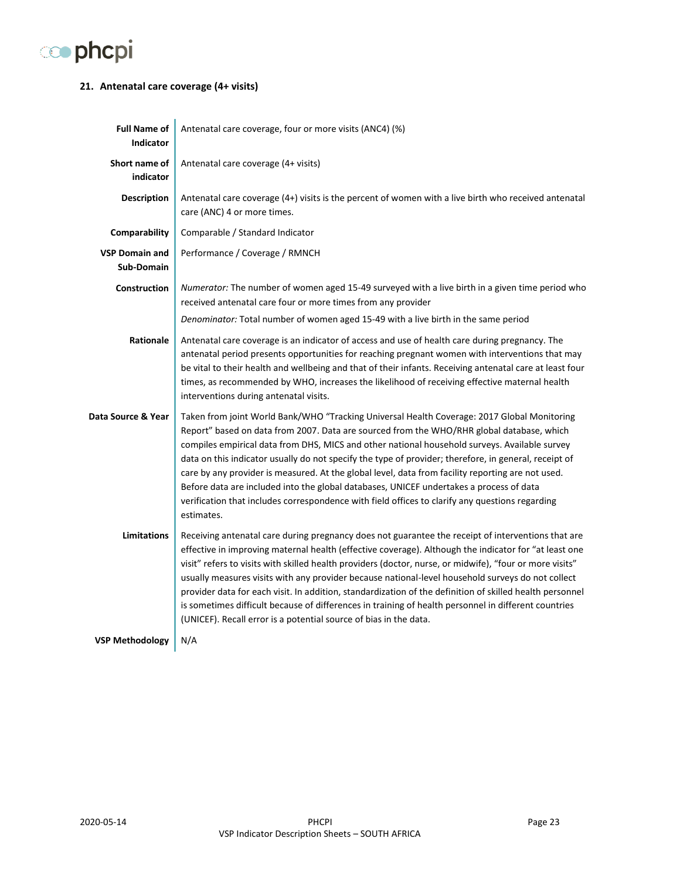## 21. Antenatal care coverage (4+ visits)

| | |
|---|---|
| **Full Name of Indicator** | Antenatal care coverage, four or more visits (ANC4) (%) |
| **Short name of indicator** | Antenatal care coverage (4+ visits) |
| **Description** | Antenatal care coverage (4+) visits is the percent of women with a live birth who received antenatal care (ANC) 4 or more times. |
| **Comparability** | Comparable / Standard Indicator |
| **VSP Domain and Sub-Domain** | Performance / Coverage / RMNCH |
| **Construction** | *Numerator:* The number of women aged 15-49 surveyed with a live birth in a given time period who received antenatal care four or more times from any provider<br>*Denominator:* Total number of women aged 15-49 with a live birth in the same period |
| **Rationale** | Antenatal care coverage is an indicator of access and use of health care during pregnancy. The antenatal period presents opportunities for reaching pregnant women with interventions that may be vital to their health and wellbeing and that of their infants. Receiving antenatal care at least four times, as recommended by WHO, increases the likelihood of receiving effective maternal health interventions during antenatal visits. |
| **Data Source & Year** | Taken from joint World Bank/WHO "Tracking Universal Health Coverage: 2017 Global Monitoring Report" based on data from 2007. Data are sourced from the WHO/RHR global database, which compiles empirical data from DHS, MICS and other national household surveys. Available survey data on this indicator usually do not specify the type of provider; therefore, in general, receipt of care by any provider is measured. At the global level, data from facility reporting are not used. Before data are included into the global databases, UNICEF undertakes a process of data verification that includes correspondence with field offices to clarify any questions regarding estimates. |
| **Limitations** | Receiving antenatal care during pregnancy does not guarantee the receipt of interventions that are effective in improving maternal health (effective coverage). Although the indicator for "at least one visit" refers to visits with skilled health providers (doctor, nurse, or midwife), "four or more visits" usually measures visits with any provider because national-level household surveys do not collect provider data for each visit. In addition, standardization of the definition of skilled health personnel is sometimes difficult because of differences in training of health personnel in different countries (UNICEF). Recall error is a potential source of bias in the data. |
| **VSP Methodology** | N/A |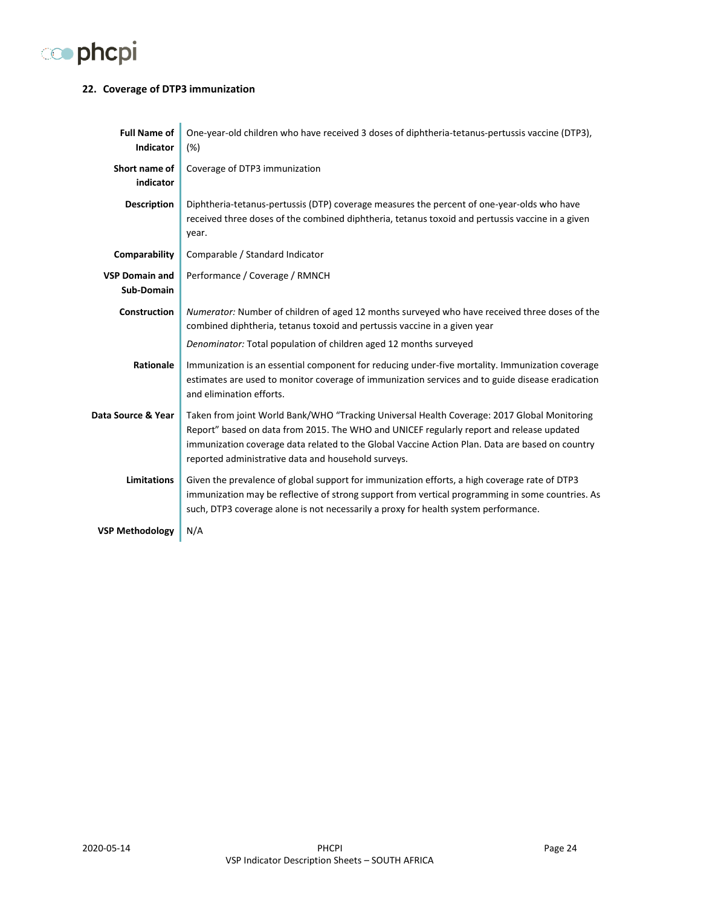## 22. Coverage of DTP3 immunization

| | |
|---|---|
| **Full Name of Indicator** | One-year-old children who have received 3 doses of diphtheria-tetanus-pertussis vaccine (DTP3), (%) |
| **Short name of indicator** | Coverage of DTP3 immunization |
| **Description** | Diphtheria-tetanus-pertussis (DTP) coverage measures the percent of one-year-olds who have received three doses of the combined diphtheria, tetanus toxoid and pertussis vaccine in a given year. |
| **Comparability** | Comparable / Standard Indicator |
| **VSP Domain and Sub-Domain** | Performance / Coverage / RMNCH |
| **Construction** | *Numerator:* Number of children of aged 12 months surveyed who have received three doses of the combined diphtheria, tetanus toxoid and pertussis vaccine in a given year<br><br>*Denominator:* Total population of children aged 12 months surveyed |
| **Rationale** | Immunization is an essential component for reducing under-five mortality. Immunization coverage estimates are used to monitor coverage of immunization services and to guide disease eradication and elimination efforts. |
| **Data Source & Year** | Taken from joint World Bank/WHO "Tracking Universal Health Coverage: 2017 Global Monitoring Report" based on data from 2015. The WHO and UNICEF regularly report and release updated immunization coverage data related to the Global Vaccine Action Plan. Data are based on country reported administrative data and household surveys. |
| **Limitations** | Given the prevalence of global support for immunization efforts, a high coverage rate of DTP3 immunization may be reflective of strong support from vertical programming in some countries. As such, DTP3 coverage alone is not necessarily a proxy for health system performance. |
| **VSP Methodology** | N/A |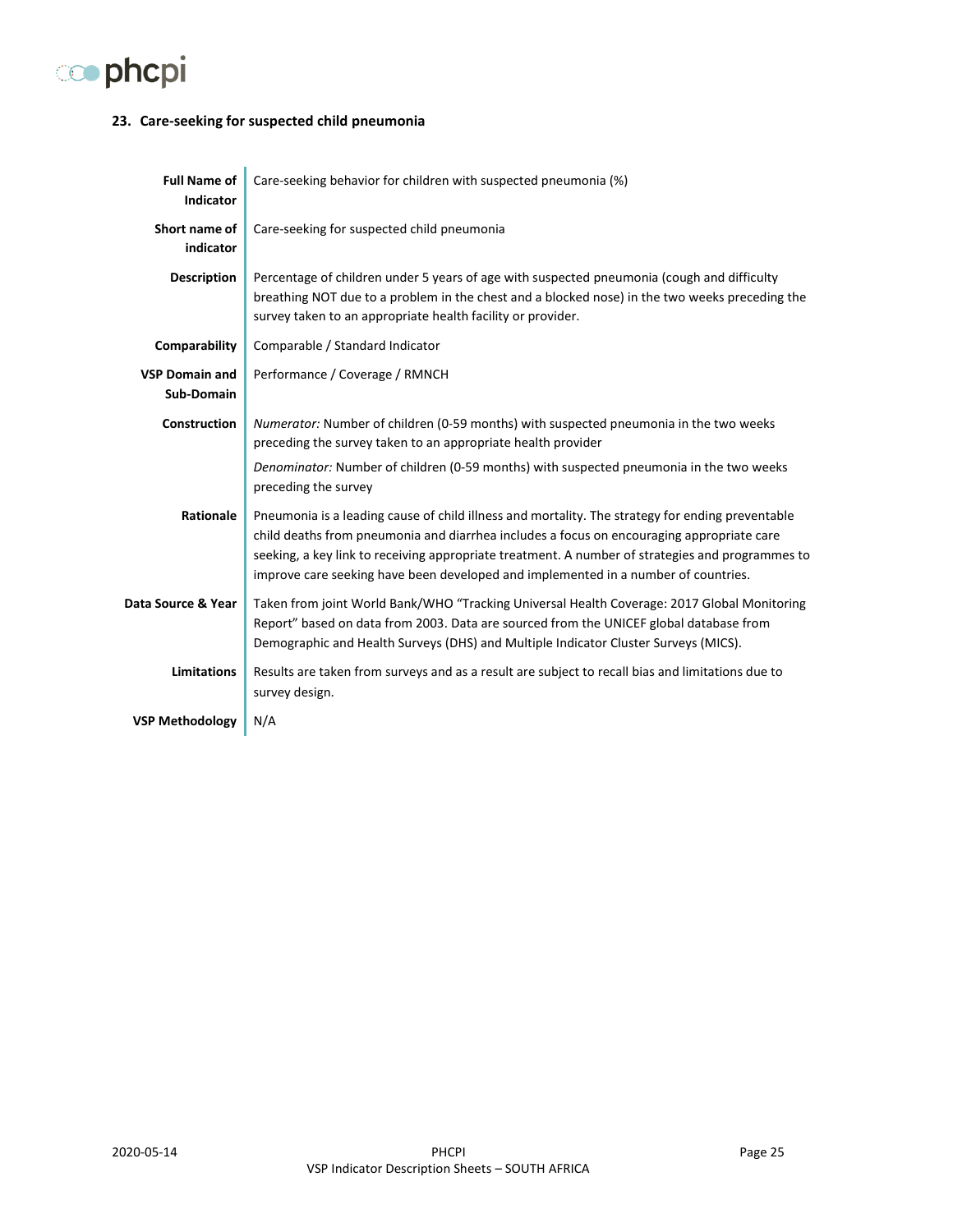### 23. Care-seeking for suspected child pneumonia

| | |
|---|---|
| **Full Name of Indicator** | Care-seeking behavior for children with suspected pneumonia (%) |
| **Short name of indicator** | Care-seeking for suspected child pneumonia |
| **Description** | Percentage of children under 5 years of age with suspected pneumonia (cough and difficulty breathing NOT due to a problem in the chest and a blocked nose) in the two weeks preceding the survey taken to an appropriate health facility or provider. |
| **Comparability** | Comparable / Standard Indicator |
| **VSP Domain and Sub-Domain** | Performance / Coverage / RMNCH |
| **Construction** | *Numerator:* Number of children (0-59 months) with suspected pneumonia in the two weeks preceding the survey taken to an appropriate health provider<br>*Denominator:* Number of children (0-59 months) with suspected pneumonia in the two weeks preceding the survey |
| **Rationale** | Pneumonia is a leading cause of child illness and mortality. The strategy for ending preventable child deaths from pneumonia and diarrhea includes a focus on encouraging appropriate care seeking, a key link to receiving appropriate treatment. A number of strategies and programmes to improve care seeking have been developed and implemented in a number of countries. |
| **Data Source & Year** | Taken from joint World Bank/WHO "Tracking Universal Health Coverage: 2017 Global Monitoring Report" based on data from 2003. Data are sourced from the UNICEF global database from Demographic and Health Surveys (DHS) and Multiple Indicator Cluster Surveys (MICS). |
| **Limitations** | Results are taken from surveys and as a result are subject to recall bias and limitations due to survey design. |
| **VSP Methodology** | N/A |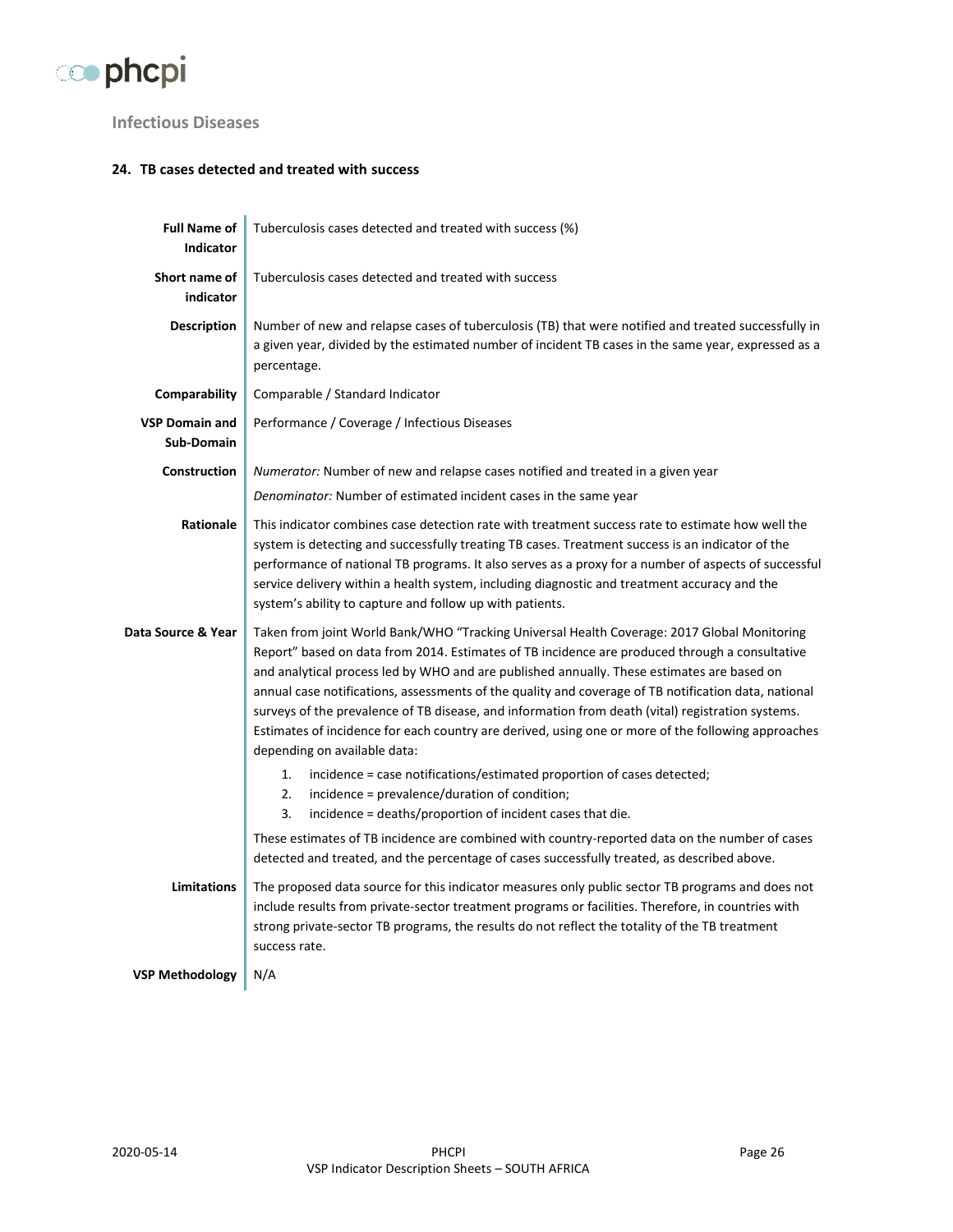## Infectious Diseases

### 24. TB cases detected and treated with success

| | |
|---|---|
| **Full Name of Indicator** | Tuberculosis cases detected and treated with success (%) |
| **Short name of indicator** | Tuberculosis cases detected and treated with success |
| **Description** | Number of new and relapse cases of tuberculosis (TB) that were notified and treated successfully in a given year, divided by the estimated number of incident TB cases in the same year, expressed as a percentage. |
| **Comparability** | Comparable / Standard Indicator |
| **VSP Domain and Sub-Domain** | Performance / Coverage / Infectious Diseases |
| **Construction** | *Numerator:* Number of new and relapse cases notified and treated in a given year<br>*Denominator:* Number of estimated incident cases in the same year |
| **Rationale** | This indicator combines case detection rate with treatment success rate to estimate how well the system is detecting and successfully treating TB cases. Treatment success is an indicator of the performance of national TB programs. It also serves as a proxy for a number of aspects of successful service delivery within a health system, including diagnostic and treatment accuracy and the system's ability to capture and follow up with patients. |
| **Data Source & Year** | Taken from joint World Bank/WHO "Tracking Universal Health Coverage: 2017 Global Monitoring Report" based on data from 2014. Estimates of TB incidence are produced through a consultative and analytical process led by WHO and are published annually. These estimates are based on annual case notifications, assessments of the quality and coverage of TB notification data, national surveys of the prevalence of TB disease, and information from death (vital) registration systems. Estimates of incidence for each country are derived, using one or more of the following approaches depending on available data:<br>1. incidence = case notifications/estimated proportion of cases detected;<br>2. incidence = prevalence/duration of condition;<br>3. incidence = deaths/proportion of incident cases that die.<br>These estimates of TB incidence are combined with country-reported data on the number of cases detected and treated, and the percentage of cases successfully treated, as described above. |
| **Limitations** | The proposed data source for this indicator measures only public sector TB programs and does not include results from private-sector treatment programs or facilities. Therefore, in countries with strong private-sector TB programs, the results do not reflect the totality of the TB treatment success rate. |
| **VSP Methodology** | N/A |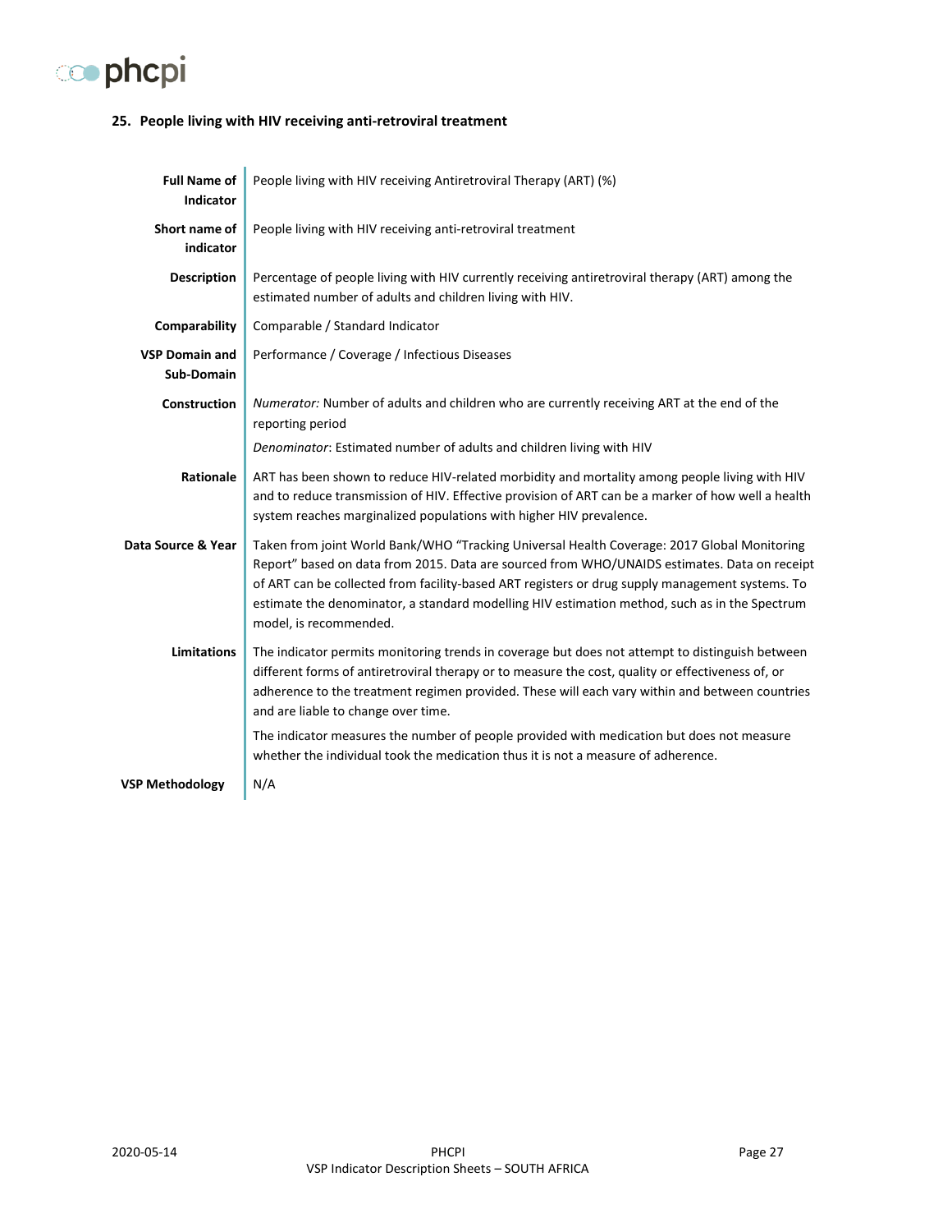## 25. People living with HIV receiving anti-retroviral treatment

| | |
|---|---|
| **Full Name of Indicator** | People living with HIV receiving Antiretroviral Therapy (ART) (%) |
| **Short name of indicator** | People living with HIV receiving anti-retroviral treatment |
| **Description** | Percentage of people living with HIV currently receiving antiretroviral therapy (ART) among the estimated number of adults and children living with HIV. |
| **Comparability** | Comparable / Standard Indicator |
| **VSP Domain and Sub-Domain** | Performance / Coverage / Infectious Diseases |
| **Construction** | *Numerator:* Number of adults and children who are currently receiving ART at the end of the reporting period<br>*Denominator*: Estimated number of adults and children living with HIV |
| **Rationale** | ART has been shown to reduce HIV-related morbidity and mortality among people living with HIV and to reduce transmission of HIV. Effective provision of ART can be a marker of how well a health system reaches marginalized populations with higher HIV prevalence. |
| **Data Source & Year** | Taken from joint World Bank/WHO "Tracking Universal Health Coverage: 2017 Global Monitoring Report" based on data from 2015. Data are sourced from WHO/UNAIDS estimates. Data on receipt of ART can be collected from facility-based ART registers or drug supply management systems. To estimate the denominator, a standard modelling HIV estimation method, such as in the Spectrum model, is recommended. |
| **Limitations** | The indicator permits monitoring trends in coverage but does not attempt to distinguish between different forms of antiretroviral therapy or to measure the cost, quality or effectiveness of, or adherence to the treatment regimen provided. These will each vary within and between countries and are liable to change over time.<br>The indicator measures the number of people provided with medication but does not measure whether the individual took the medication thus it is not a measure of adherence. |
| **VSP Methodology** | N/A |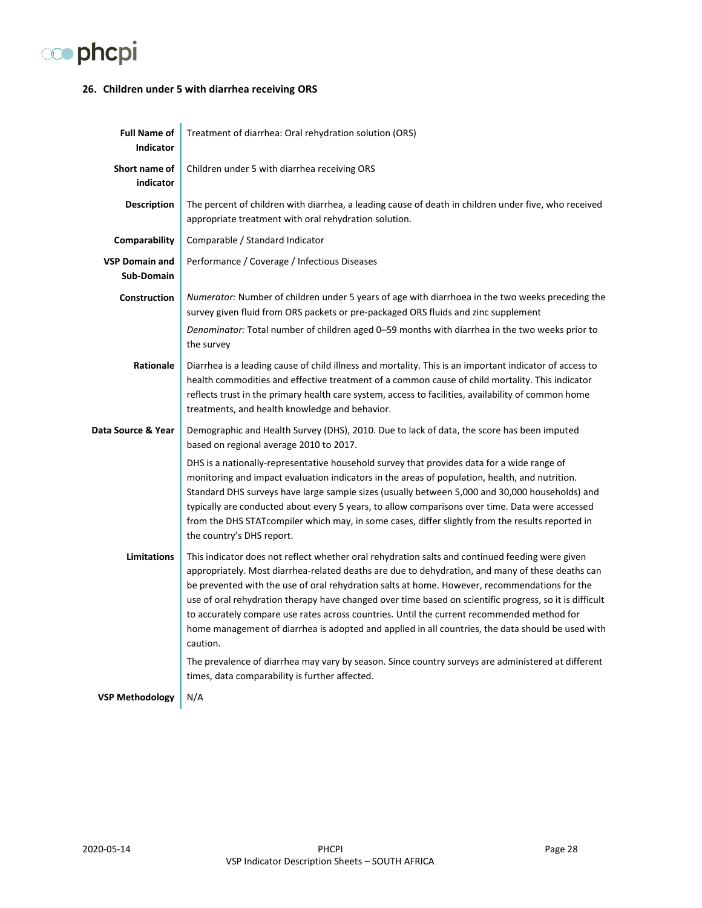## 26. Children under 5 with diarrhea receiving ORS

| | |
|---|---|
| **Full Name of Indicator** | Treatment of diarrhea: Oral rehydration solution (ORS) |
| **Short name of indicator** | Children under 5 with diarrhea receiving ORS |
| **Description** | The percent of children with diarrhea, a leading cause of death in children under five, who received appropriate treatment with oral rehydration solution. |
| **Comparability** | Comparable / Standard Indicator |
| **VSP Domain and Sub-Domain** | Performance / Coverage / Infectious Diseases |
| **Construction** | *Numerator:* Number of children under 5 years of age with diarrhoea in the two weeks preceding the survey given fluid from ORS packets or pre-packaged ORS fluids and zinc supplement<br><br>*Denominator:* Total number of children aged 0–59 months with diarrhea in the two weeks prior to the survey |
| **Rationale** | Diarrhea is a leading cause of child illness and mortality. This is an important indicator of access to health commodities and effective treatment of a common cause of child mortality. This indicator reflects trust in the primary health care system, access to facilities, availability of common home treatments, and health knowledge and behavior. |
| **Data Source & Year** | Demographic and Health Survey (DHS), 2010. Due to lack of data, the score has been imputed based on regional average 2010 to 2017.<br><br>DHS is a nationally-representative household survey that provides data for a wide range of monitoring and impact evaluation indicators in the areas of population, health, and nutrition. Standard DHS surveys have large sample sizes (usually between 5,000 and 30,000 households) and typically are conducted about every 5 years, to allow comparisons over time. Data were accessed from the DHS STATcompiler which may, in some cases, differ slightly from the results reported in the country's DHS report. |
| **Limitations** | This indicator does not reflect whether oral rehydration salts and continued feeding were given appropriately. Most diarrhea-related deaths are due to dehydration, and many of these deaths can be prevented with the use of oral rehydration salts at home. However, recommendations for the use of oral rehydration therapy have changed over time based on scientific progress, so it is difficult to accurately compare use rates across countries. Until the current recommended method for home management of diarrhea is adopted and applied in all countries, the data should be used with caution.<br><br>The prevalence of diarrhea may vary by season. Since country surveys are administered at different times, data comparability is further affected. |
| **VSP Methodology** | N/A |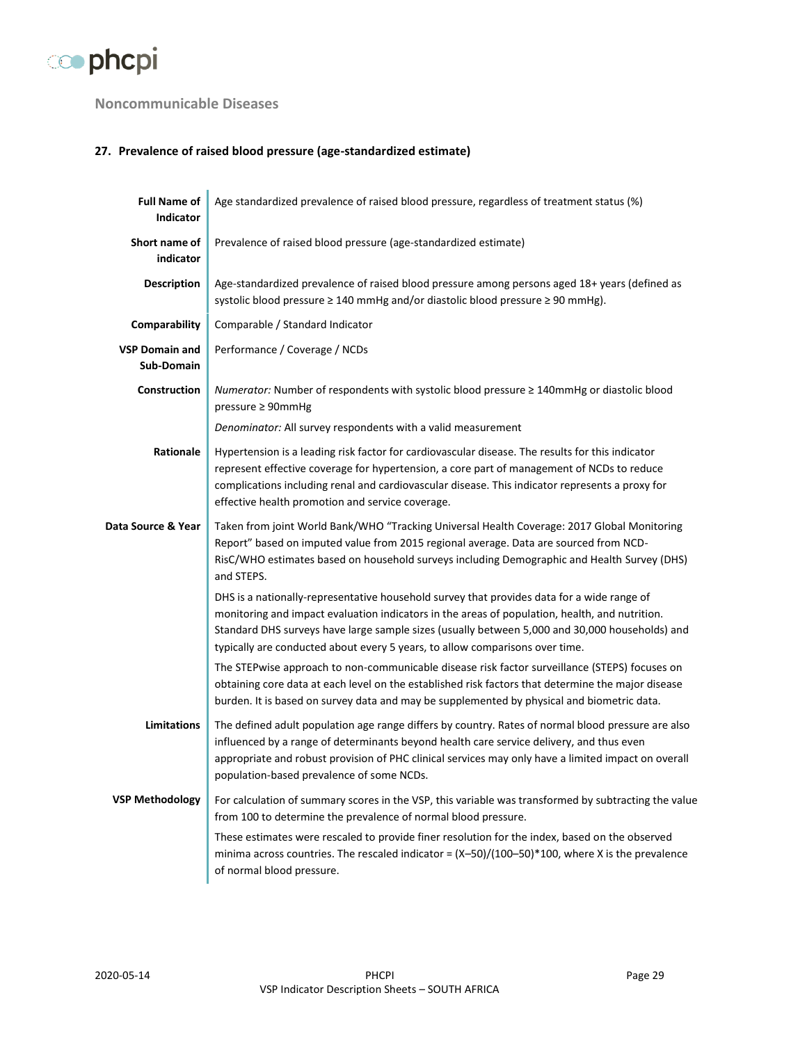## Noncommunicable Diseases

### 27. Prevalence of raised blood pressure (age-standardized estimate)

| | |
|---|---|
| **Full Name of Indicator** | Age standardized prevalence of raised blood pressure, regardless of treatment status (%) |
| **Short name of indicator** | Prevalence of raised blood pressure (age-standardized estimate) |
| **Description** | Age-standardized prevalence of raised blood pressure among persons aged 18+ years (defined as systolic blood pressure ≥ 140 mmHg and/or diastolic blood pressure ≥ 90 mmHg). |
| **Comparability** | Comparable / Standard Indicator |
| **VSP Domain and Sub-Domain** | Performance / Coverage / NCDs |
| **Construction** | *Numerator:* Number of respondents with systolic blood pressure ≥ 140mmHg or diastolic blood pressure ≥ 90mmHg<br>*Denominator:* All survey respondents with a valid measurement |
| **Rationale** | Hypertension is a leading risk factor for cardiovascular disease. The results for this indicator represent effective coverage for hypertension, a core part of management of NCDs to reduce complications including renal and cardiovascular disease. This indicator represents a proxy for effective health promotion and service coverage. |
| **Data Source & Year** | Taken from joint World Bank/WHO "Tracking Universal Health Coverage: 2017 Global Monitoring Report" based on imputed value from 2015 regional average. Data are sourced from NCD-RisC/WHO estimates based on household surveys including Demographic and Health Survey (DHS) and STEPS.<br>DHS is a nationally-representative household survey that provides data for a wide range of monitoring and impact evaluation indicators in the areas of population, health, and nutrition. Standard DHS surveys have large sample sizes (usually between 5,000 and 30,000 households) and typically are conducted about every 5 years, to allow comparisons over time.<br>The STEPwise approach to non-communicable disease risk factor surveillance (STEPS) focuses on obtaining core data at each level on the established risk factors that determine the major disease burden. It is based on survey data and may be supplemented by physical and biometric data. |
| **Limitations** | The defined adult population age range differs by country. Rates of normal blood pressure are also influenced by a range of determinants beyond health care service delivery, and thus even appropriate and robust provision of PHC clinical services may only have a limited impact on overall population-based prevalence of some NCDs. |
| **VSP Methodology** | For calculation of summary scores in the VSP, this variable was transformed by subtracting the value from 100 to determine the prevalence of normal blood pressure.<br>These estimates were rescaled to provide finer resolution for the index, based on the observed minima across countries. The rescaled indicator = $(X–50)/(100–50)*100$, where X is the prevalence of normal blood pressure. |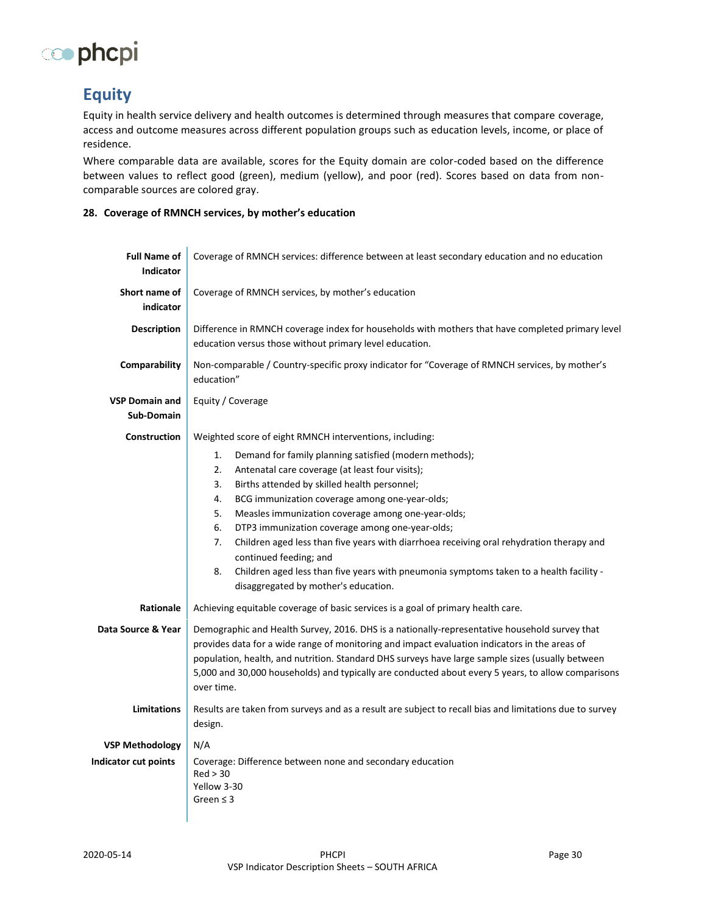## Equity

Equity in health service delivery and health outcomes is determined through measures that compare coverage, access and outcome measures across different population groups such as education levels, income, or place of residence.

Where comparable data are available, scores for the Equity domain are color-coded based on the difference between values to reflect good (green), medium (yellow), and poor (red). Scores based on data from non-comparable sources are colored gray.

### 28. Coverage of RMNCH services, by mother's education

| | |
|---|---|
| **Full Name of Indicator** | Coverage of RMNCH services: difference between at least secondary education and no education |
| **Short name of indicator** | Coverage of RMNCH services, by mother's education |
| **Description** | Difference in RMNCH coverage index for households with mothers that have completed primary level education versus those without primary level education. |
| **Comparability** | Non-comparable / Country-specific proxy indicator for "Coverage of RMNCH services, by mother's education" |
| **VSP Domain and Sub-Domain** | Equity / Coverage |
| **Construction** | Weighted score of eight RMNCH interventions, including: 1. Demand for family planning satisfied (modern methods); 2. Antenatal care coverage (at least four visits); 3. Births attended by skilled health personnel; 4. BCG immunization coverage among one-year-olds; 5. Measles immunization coverage among one-year-olds; 6. DTP3 immunization coverage among one-year-olds; 7. Children aged less than five years with diarrhoea receiving oral rehydration therapy and continued feeding; and 8. Children aged less than five years with pneumonia symptoms taken to a health facility - disaggregated by mother's education. |
| **Rationale** | Achieving equitable coverage of basic services is a goal of primary health care. |
| **Data Source & Year** | Demographic and Health Survey, 2016. DHS is a nationally-representative household survey that provides data for a wide range of monitoring and impact evaluation indicators in the areas of population, health, and nutrition. Standard DHS surveys have large sample sizes (usually between 5,000 and 30,000 households) and typically are conducted about every 5 years, to allow comparisons over time. |
| **Limitations** | Results are taken from surveys and as a result are subject to recall bias and limitations due to survey design. |
| **VSP Methodology** | N/A |
| **Indicator cut points** | Coverage: Difference between none and secondary education<br>Red > 30<br>Yellow 3-30<br>Green ≤ 3 |